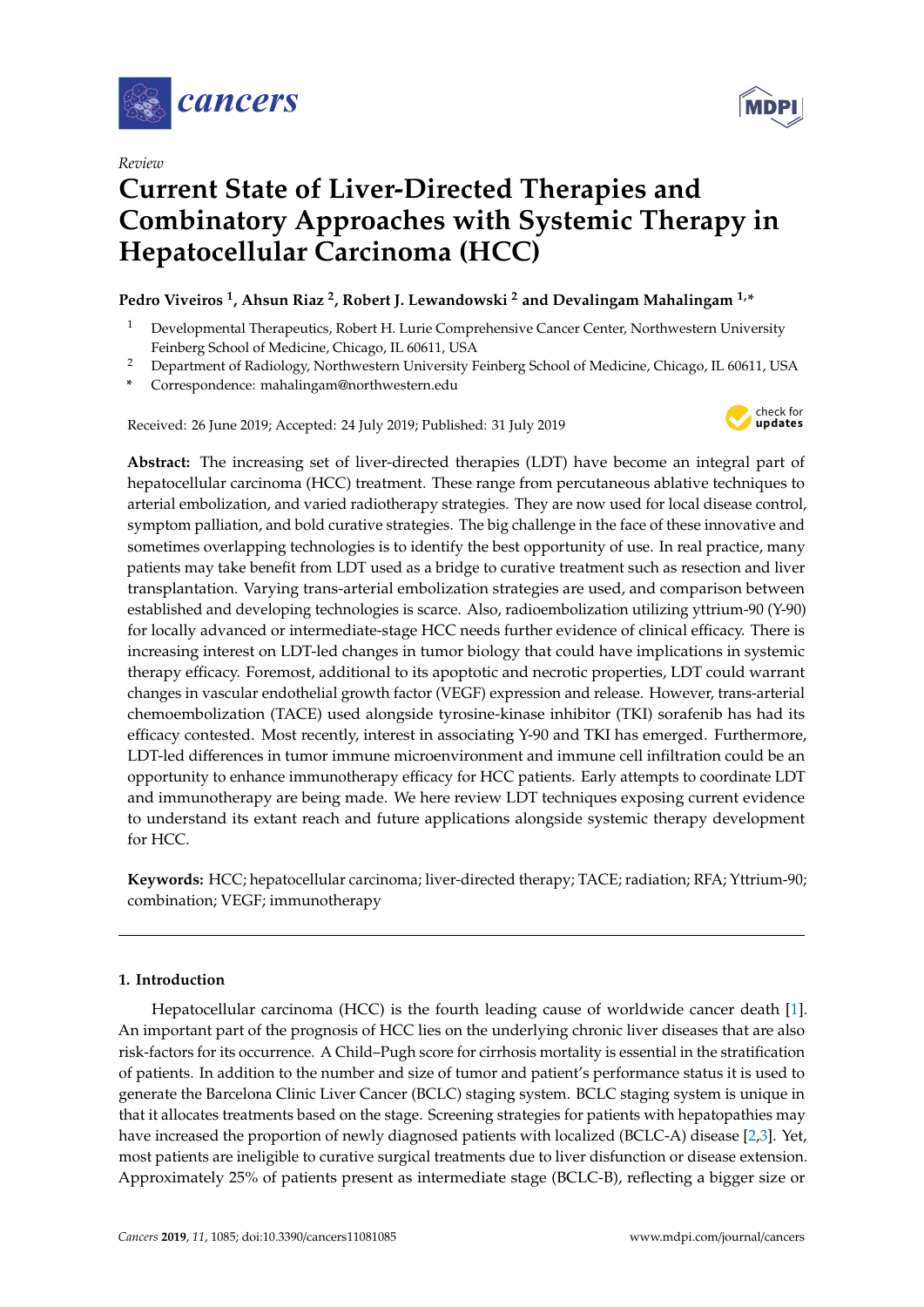*Review*

# Current State of Liver-Directed Therapies and Combinatory Approaches with Systemic Therapy in Hepatocellular Carcinoma (HCC)

**Pedro Viveiros [1], Ahsun Riaz [2], Robert J. Lewandowski [2] and Devalingam Mahalingam [1,*]**

[1] Developmental Therapeutics, Robert H. Lurie Comprehensive Cancer Center, Northwestern University Feinberg School of Medicine, Chicago, IL 60611, USA

[2] Department of Radiology, Northwestern University Feinberg School of Medicine, Chicago, IL 60611, USA

\* Correspondence: mahalingam@northwestern.edu

Received: 26 June 2019; Accepted: 24 July 2019; Published: 31 July 2019

**Abstract:** The increasing set of liver-directed therapies (LDT) have become an integral part of hepatocellular carcinoma (HCC) treatment. These range from percutaneous ablative techniques to arterial embolization, and varied radiotherapy strategies. They are now used for local disease control, symptom palliation, and bold curative strategies. The big challenge in the face of these innovative and sometimes overlapping technologies is to identify the best opportunity of use. In real practice, many patients may take benefit from LDT used as a bridge to curative treatment such as resection and liver transplantation. Varying trans-arterial embolization strategies are used, and comparison between established and developing technologies is scarce. Also, radioembolization utilizing yttrium-90 (Y-90) for locally advanced or intermediate-stage HCC needs further evidence of clinical efficacy. There is increasing interest on LDT-led changes in tumor biology that could have implications in systemic therapy efficacy. Foremost, additional to its apoptotic and necrotic properties, LDT could warrant changes in vascular endothelial growth factor (VEGF) expression and release. However, trans-arterial chemoembolization (TACE) used alongside tyrosine-kinase inhibitor (TKI) sorafenib has had its efficacy contested. Most recently, interest in associating Y-90 and TKI has emerged. Furthermore, LDT-led differences in tumor immune microenvironment and immune cell infiltration could be an opportunity to enhance immunotherapy efficacy for HCC patients. Early attempts to coordinate LDT and immunotherapy are being made. We here review LDT techniques exposing current evidence to understand its extant reach and future applications alongside systemic therapy development for HCC.

**Keywords:** HCC; hepatocellular carcinoma; liver-directed therapy; TACE; radiation; RFA; Yttrium-90; combination; VEGF; immunotherapy

## 1. Introduction

Hepatocellular carcinoma (HCC) is the fourth leading cause of worldwide cancer death [1]. An important part of the prognosis of HCC lies on the underlying chronic liver diseases that are also risk-factors for its occurrence. A Child–Pugh score for cirrhosis mortality is essential in the stratification of patients. In addition to the number and size of tumor and patient's performance status it is used to generate the Barcelona Clinic Liver Cancer (BCLC) staging system. BCLC staging system is unique in that it allocates treatments based on the stage. Screening strategies for patients with hepatopathies may have increased the proportion of newly diagnosed patients with localized (BCLC-A) disease [2,3]. Yet, most patients are ineligible to curative surgical treatments due to liver disfunction or disease extension. Approximately 25% of patients present as intermediate stage (BCLC-B), reflecting a bigger size or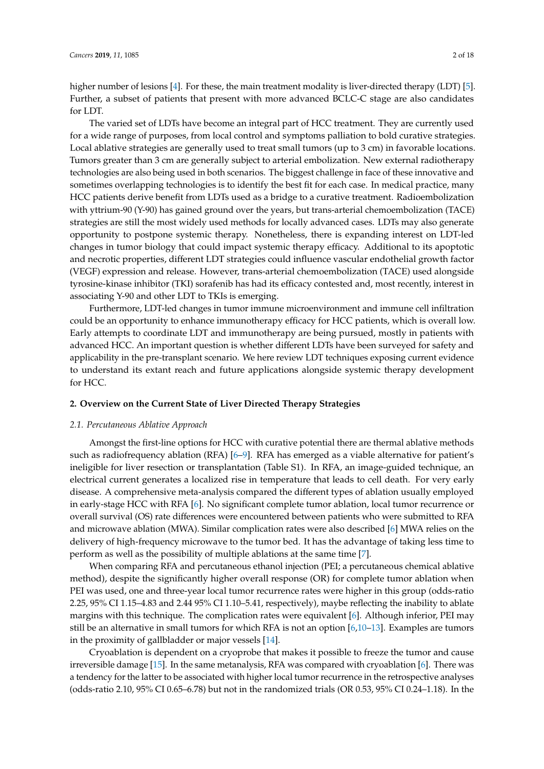higher number of lesions [4]. For these, the main treatment modality is liver-directed therapy (LDT) [5]. Further, a subset of patients that present with more advanced BCLC-C stage are also candidates for LDT.

The varied set of LDTs have become an integral part of HCC treatment. They are currently used for a wide range of purposes, from local control and symptoms palliation to bold curative strategies. Local ablative strategies are generally used to treat small tumors (up to 3 cm) in favorable locations. Tumors greater than 3 cm are generally subject to arterial embolization. New external radiotherapy technologies are also being used in both scenarios. The biggest challenge in face of these innovative and sometimes overlapping technologies is to identify the best fit for each case. In medical practice, many HCC patients derive benefit from LDTs used as a bridge to a curative treatment. Radioembolization with yttrium-90 (Y-90) has gained ground over the years, but trans-arterial chemoembolization (TACE) strategies are still the most widely used methods for locally advanced cases. LDTs may also generate opportunity to postpone systemic therapy. Nonetheless, there is expanding interest on LDT-led changes in tumor biology that could impact systemic therapy efficacy. Additional to its apoptotic and necrotic properties, different LDT strategies could influence vascular endothelial growth factor (VEGF) expression and release. However, trans-arterial chemoembolization (TACE) used alongside tyrosine-kinase inhibitor (TKI) sorafenib has had its efficacy contested and, most recently, interest in associating Y-90 and other LDT to TKIs is emerging.

Furthermore, LDT-led changes in tumor immune microenvironment and immune cell infiltration could be an opportunity to enhance immunotherapy efficacy for HCC patients, which is overall low. Early attempts to coordinate LDT and immunotherapy are being pursued, mostly in patients with advanced HCC. An important question is whether different LDTs have been surveyed for safety and applicability in the pre-transplant scenario. We here review LDT techniques exposing current evidence to understand its extant reach and future applications alongside systemic therapy development for HCC.

## 2. Overview on the Current State of Liver Directed Therapy Strategies

### *2.1. Percutaneous Ablative Approach*

Amongst the first-line options for HCC with curative potential there are thermal ablative methods such as radiofrequency ablation (RFA) [6–9]. RFA has emerged as a viable alternative for patient's ineligible for liver resection or transplantation (Table S1). In RFA, an image-guided technique, an electrical current generates a localized rise in temperature that leads to cell death. For very early disease. A comprehensive meta-analysis compared the different types of ablation usually employed in early-stage HCC with RFA [6]. No significant complete tumor ablation, local tumor recurrence or overall survival (OS) rate differences were encountered between patients who were submitted to RFA and microwave ablation (MWA). Similar complication rates were also described [6] MWA relies on the delivery of high-frequency microwave to the tumor bed. It has the advantage of taking less time to perform as well as the possibility of multiple ablations at the same time [7].

When comparing RFA and percutaneous ethanol injection (PEI; a percutaneous chemical ablative method), despite the significantly higher overall response (OR) for complete tumor ablation when PEI was used, one and three-year local tumor recurrence rates were higher in this group (odds-ratio 2.25, 95% CI 1.15–4.83 and 2.44 95% CI 1.10–5.41, respectively), maybe reflecting the inability to ablate margins with this technique. The complication rates were equivalent [6]. Although inferior, PEI may still be an alternative in small tumors for which RFA is not an option [6,10–13]. Examples are tumors in the proximity of gallbladder or major vessels [14].

Cryoablation is dependent on a cryoprobe that makes it possible to freeze the tumor and cause irreversible damage [15]. In the same metanalysis, RFA was compared with cryoablation [6]. There was a tendency for the latter to be associated with higher local tumor recurrence in the retrospective analyses (odds-ratio 2.10, 95% CI 0.65–6.78) but not in the randomized trials (OR 0.53, 95% CI 0.24–1.18). In the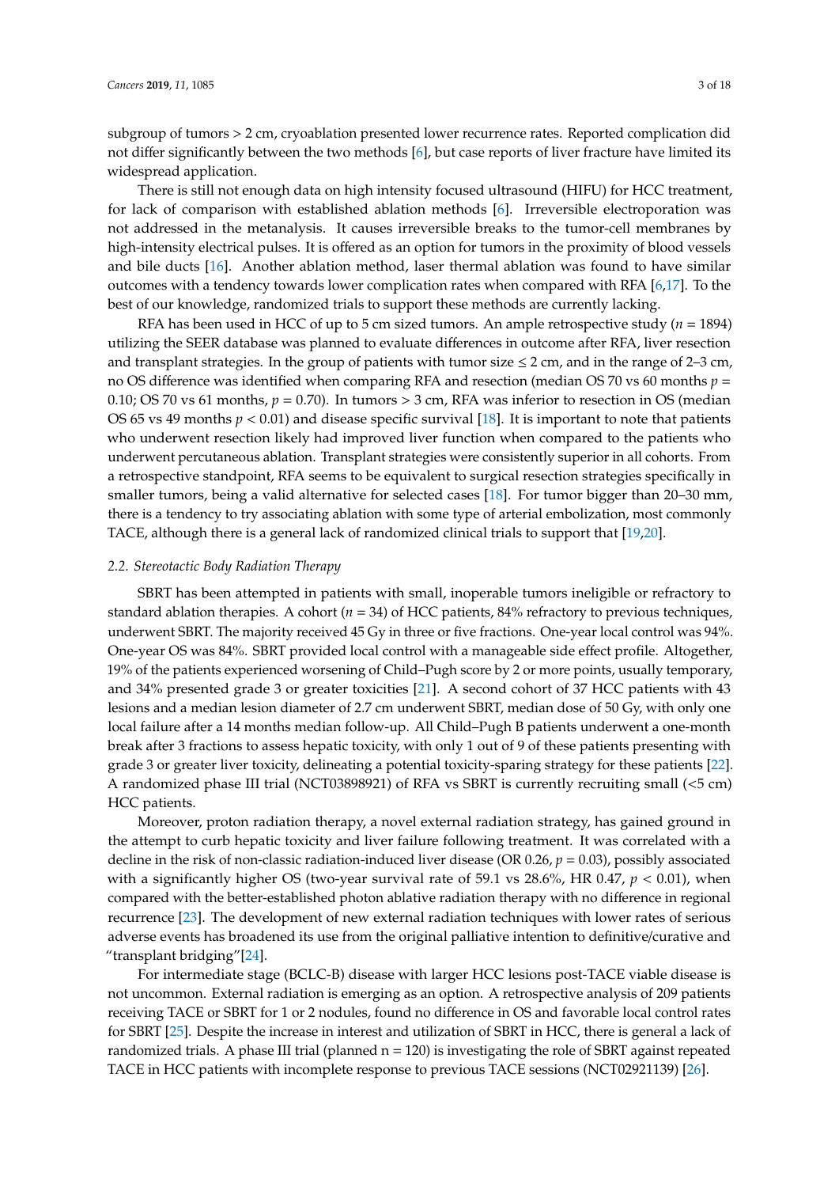subgroup of tumors > 2 cm, cryoablation presented lower recurrence rates. Reported complication did not differ significantly between the two methods [6], but case reports of liver fracture have limited its widespread application.

There is still not enough data on high intensity focused ultrasound (HIFU) for HCC treatment, for lack of comparison with established ablation methods [6]. Irreversible electroporation was not addressed in the metanalysis. It causes irreversible breaks to the tumor-cell membranes by high-intensity electrical pulses. It is offered as an option for tumors in the proximity of blood vessels and bile ducts [16]. Another ablation method, laser thermal ablation was found to have similar outcomes with a tendency towards lower complication rates when compared with RFA [6,17]. To the best of our knowledge, randomized trials to support these methods are currently lacking.

RFA has been used in HCC of up to 5 cm sized tumors. An ample retrospective study ($n$ = 1894) utilizing the SEER database was planned to evaluate differences in outcome after RFA, liver resection and transplant strategies. In the group of patients with tumor size ≤ 2 cm, and in the range of 2–3 cm, no OS difference was identified when comparing RFA and resection (median OS 70 vs 60 months $p$ = 0.10; OS 70 vs 61 months, $p$ = 0.70). In tumors > 3 cm, RFA was inferior to resection in OS (median OS 65 vs 49 months $p < 0.01$) and disease specific survival [18]. It is important to note that patients who underwent resection likely had improved liver function when compared to the patients who underwent percutaneous ablation. Transplant strategies were consistently superior in all cohorts. From a retrospective standpoint, RFA seems to be equivalent to surgical resection strategies specifically in smaller tumors, being a valid alternative for selected cases [18]. For tumor bigger than 20–30 mm, there is a tendency to try associating ablation with some type of arterial embolization, most commonly TACE, although there is a general lack of randomized clinical trials to support that [19,20].

### 2.2. *Stereotactic Body Radiation Therapy*

SBRT has been attempted in patients with small, inoperable tumors ineligible or refractory to standard ablation therapies. A cohort ($n$ = 34) of HCC patients, 84% refractory to previous techniques, underwent SBRT. The majority received 45 Gy in three or five fractions. One-year local control was 94%. One-year OS was 84%. SBRT provided local control with a manageable side effect profile. Altogether, 19% of the patients experienced worsening of Child–Pugh score by 2 or more points, usually temporary, and 34% presented grade 3 or greater toxicities [21]. A second cohort of 37 HCC patients with 43 lesions and a median lesion diameter of 2.7 cm underwent SBRT, median dose of 50 Gy, with only one local failure after a 14 months median follow-up. All Child–Pugh B patients underwent a one-month break after 3 fractions to assess hepatic toxicity, with only 1 out of 9 of these patients presenting with grade 3 or greater liver toxicity, delineating a potential toxicity-sparing strategy for these patients [22]. A randomized phase III trial (NCT03898921) of RFA vs SBRT is currently recruiting small (<5 cm) HCC patients.

Moreover, proton radiation therapy, a novel external radiation strategy, has gained ground in the attempt to curb hepatic toxicity and liver failure following treatment. It was correlated with a decline in the risk of non-classic radiation-induced liver disease (OR 0.26, $p$ = 0.03), possibly associated with a significantly higher OS (two-year survival rate of 59.1 vs 28.6%, HR 0.47, $p < 0.01$), when compared with the better-established photon ablative radiation therapy with no difference in regional recurrence [23]. The development of new external radiation techniques with lower rates of serious adverse events has broadened its use from the original palliative intention to definitive/curative and "transplant bridging"[24].

For intermediate stage (BCLC-B) disease with larger HCC lesions post-TACE viable disease is not uncommon. External radiation is emerging as an option. A retrospective analysis of 209 patients receiving TACE or SBRT for 1 or 2 nodules, found no difference in OS and favorable local control rates for SBRT [25]. Despite the increase in interest and utilization of SBRT in HCC, there is general a lack of randomized trials. A phase III trial (planned n = 120) is investigating the role of SBRT against repeated TACE in HCC patients with incomplete response to previous TACE sessions (NCT02921139) [26].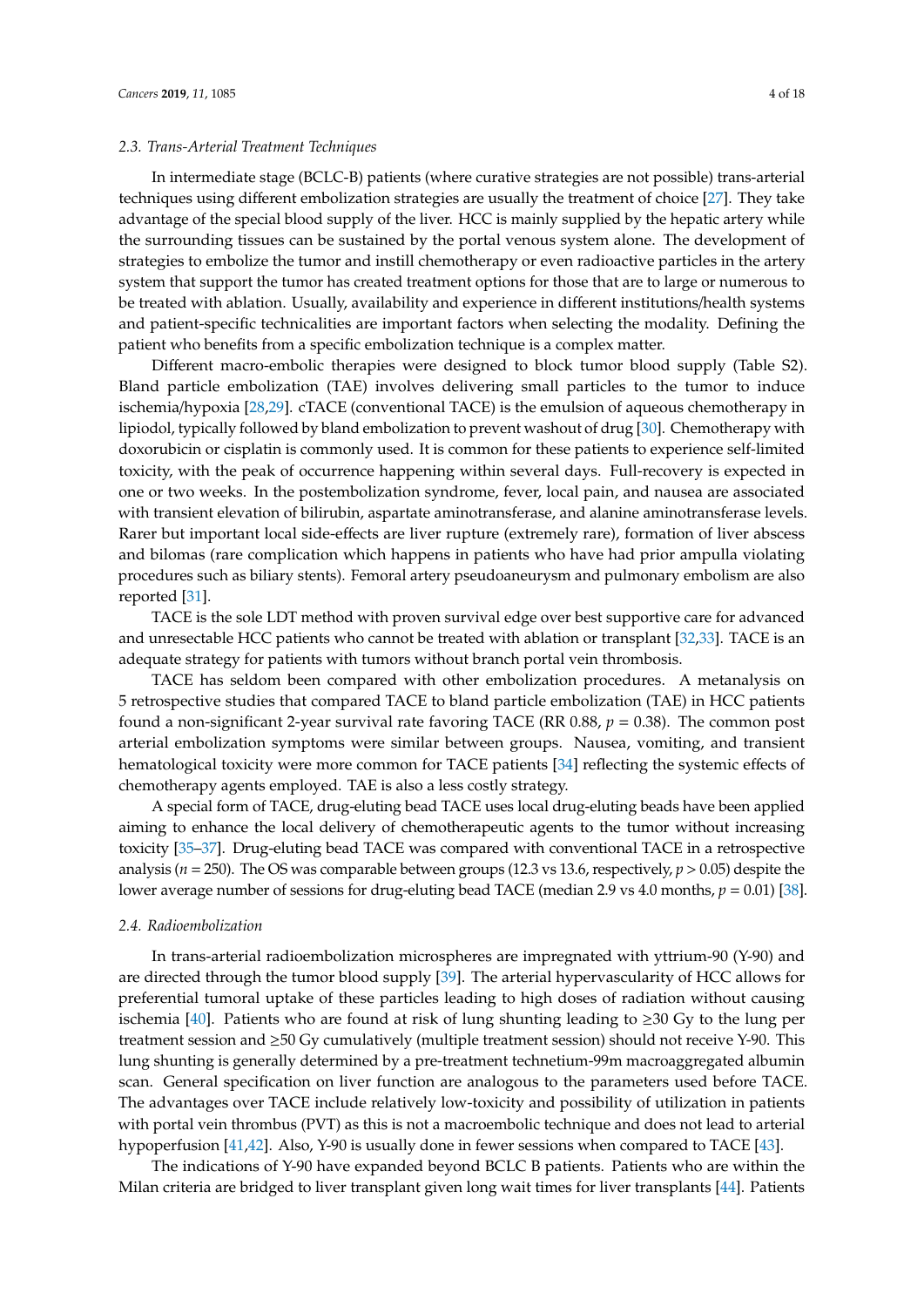### 2.3. Trans-Arterial Treatment Techniques

In intermediate stage (BCLC-B) patients (where curative strategies are not possible) trans-arterial techniques using different embolization strategies are usually the treatment of choice [27]. They take advantage of the special blood supply of the liver. HCC is mainly supplied by the hepatic artery while the surrounding tissues can be sustained by the portal venous system alone. The development of strategies to embolize the tumor and instill chemotherapy or even radioactive particles in the artery system that support the tumor has created treatment options for those that are to large or numerous to be treated with ablation. Usually, availability and experience in different institutions/health systems and patient-specific technicalities are important factors when selecting the modality. Defining the patient who benefits from a specific embolization technique is a complex matter.

Different macro-embolic therapies were designed to block tumor blood supply (Table S2). Bland particle embolization (TAE) involves delivering small particles to the tumor to induce ischemia/hypoxia [28,29]. cTACE (conventional TACE) is the emulsion of aqueous chemotherapy in lipiodol, typically followed by bland embolization to prevent washout of drug [30]. Chemotherapy with doxorubicin or cisplatin is commonly used. It is common for these patients to experience self-limited toxicity, with the peak of occurrence happening within several days. Full-recovery is expected in one or two weeks. In the postembolization syndrome, fever, local pain, and nausea are associated with transient elevation of bilirubin, aspartate aminotransferase, and alanine aminotransferase levels. Rarer but important local side-effects are liver rupture (extremely rare), formation of liver abscess and bilomas (rare complication which happens in patients who have had prior ampulla violating procedures such as biliary stents). Femoral artery pseudoaneurysm and pulmonary embolism are also reported [31].

TACE is the sole LDT method with proven survival edge over best supportive care for advanced and unresectable HCC patients who cannot be treated with ablation or transplant [32,33]. TACE is an adequate strategy for patients with tumors without branch portal vein thrombosis.

TACE has seldom been compared with other embolization procedures. A metanalysis on 5 retrospective studies that compared TACE to bland particle embolization (TAE) in HCC patients found a non-significant 2-year survival rate favoring TACE (RR 0.88, $p = 0.38$). The common post arterial embolization symptoms were similar between groups. Nausea, vomiting, and transient hematological toxicity were more common for TACE patients [34] reflecting the systemic effects of chemotherapy agents employed. TAE is also a less costly strategy.

A special form of TACE, drug-eluting bead TACE uses local drug-eluting beads have been applied aiming to enhance the local delivery of chemotherapeutic agents to the tumor without increasing toxicity [35–37]. Drug-eluting bead TACE was compared with conventional TACE in a retrospective analysis ($n = 250$). The OS was comparable between groups (12.3 vs 13.6, respectively, $p > 0.05$) despite the lower average number of sessions for drug-eluting bead TACE (median 2.9 vs 4.0 months, $p = 0.01$) [38].

### 2.4. Radioembolization

In trans-arterial radioembolization microspheres are impregnated with yttrium-90 (Y-90) and are directed through the tumor blood supply [39]. The arterial hypervascularity of HCC allows for preferential tumoral uptake of these particles leading to high doses of radiation without causing ischemia [40]. Patients who are found at risk of lung shunting leading to ≥30 Gy to the lung per treatment session and ≥50 Gy cumulatively (multiple treatment session) should not receive Y-90. This lung shunting is generally determined by a pre-treatment technetium-99m macroaggregated albumin scan. General specification on liver function are analogous to the parameters used before TACE. The advantages over TACE include relatively low-toxicity and possibility of utilization in patients with portal vein thrombus (PVT) as this is not a macroembolic technique and does not lead to arterial hypoperfusion [41,42]. Also, Y-90 is usually done in fewer sessions when compared to TACE [43].

The indications of Y-90 have expanded beyond BCLC B patients. Patients who are within the Milan criteria are bridged to liver transplant given long wait times for liver transplants [44]. Patients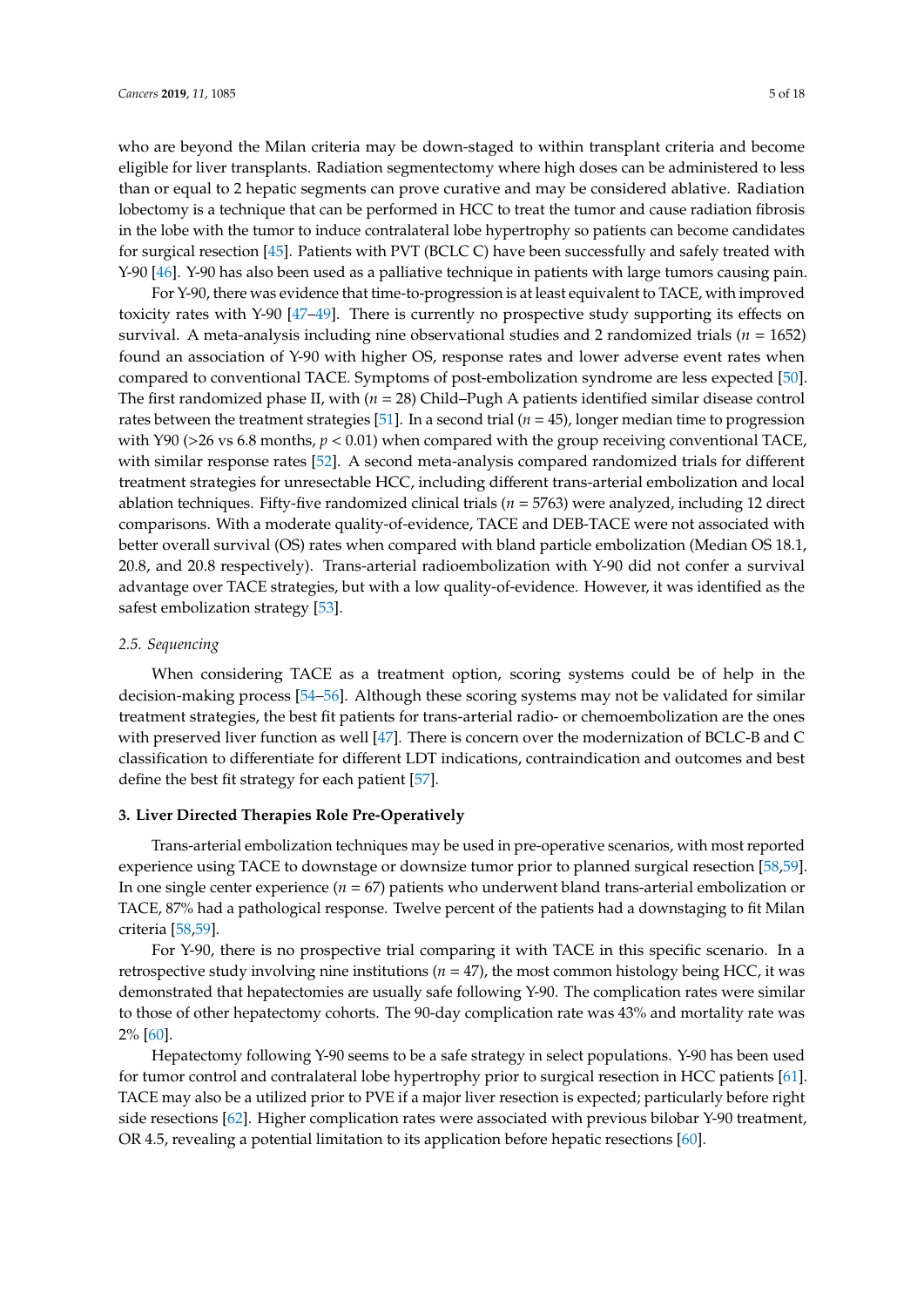who are beyond the Milan criteria may be down-staged to within transplant criteria and become eligible for liver transplants. Radiation segmentectomy where high doses can be administered to less than or equal to 2 hepatic segments can prove curative and may be considered ablative. Radiation lobectomy is a technique that can be performed in HCC to treat the tumor and cause radiation fibrosis in the lobe with the tumor to induce contralateral lobe hypertrophy so patients can become candidates for surgical resection [45]. Patients with PVT (BCLC C) have been successfully and safely treated with Y-90 [46]. Y-90 has also been used as a palliative technique in patients with large tumors causing pain.

For Y-90, there was evidence that time-to-progression is at least equivalent to TACE, with improved toxicity rates with Y-90 [47–49]. There is currently no prospective study supporting its effects on survival. A meta-analysis including nine observational studies and 2 randomized trials ($n$ = 1652) found an association of Y-90 with higher OS, response rates and lower adverse event rates when compared to conventional TACE. Symptoms of post-embolization syndrome are less expected [50]. The first randomized phase II, with ($n$ = 28) Child–Pugh A patients identified similar disease control rates between the treatment strategies [51]. In a second trial ($n$ = 45), longer median time to progression with Y90 (>26 vs 6.8 months, $p < 0.01$) when compared with the group receiving conventional TACE, with similar response rates [52]. A second meta-analysis compared randomized trials for different treatment strategies for unresectable HCC, including different trans-arterial embolization and local ablation techniques. Fifty-five randomized clinical trials ($n$ = 5763) were analyzed, including 12 direct comparisons. With a moderate quality-of-evidence, TACE and DEB-TACE were not associated with better overall survival (OS) rates when compared with bland particle embolization (Median OS 18.1, 20.8, and 20.8 respectively). Trans-arterial radioembolization with Y-90 did not confer a survival advantage over TACE strategies, but with a low quality-of-evidence. However, it was identified as the safest embolization strategy [53].

### *2.5. Sequencing*

When considering TACE as a treatment option, scoring systems could be of help in the decision-making process [54–56]. Although these scoring systems may not be validated for similar treatment strategies, the best fit patients for trans-arterial radio- or chemoembolization are the ones with preserved liver function as well [47]. There is concern over the modernization of BCLC-B and C classification to differentiate for different LDT indications, contraindication and outcomes and best define the best fit strategy for each patient [57].

## **3. Liver Directed Therapies Role Pre-Operatively**

Trans-arterial embolization techniques may be used in pre-operative scenarios, with most reported experience using TACE to downstage or downsize tumor prior to planned surgical resection [58,59]. In one single center experience ($n$ = 67) patients who underwent bland trans-arterial embolization or TACE, 87% had a pathological response. Twelve percent of the patients had a downstaging to fit Milan criteria [58,59].

For Y-90, there is no prospective trial comparing it with TACE in this specific scenario. In a retrospective study involving nine institutions ($n$ = 47), the most common histology being HCC, it was demonstrated that hepatectomies are usually safe following Y-90. The complication rates were similar to those of other hepatectomy cohorts. The 90-day complication rate was 43% and mortality rate was 2% [60].

Hepatectomy following Y-90 seems to be a safe strategy in select populations. Y-90 has been used for tumor control and contralateral lobe hypertrophy prior to surgical resection in HCC patients [61]. TACE may also be a utilized prior to PVE if a major liver resection is expected; particularly before right side resections [62]. Higher complication rates were associated with previous bilobar Y-90 treatment, OR 4.5, revealing a potential limitation to its application before hepatic resections [60].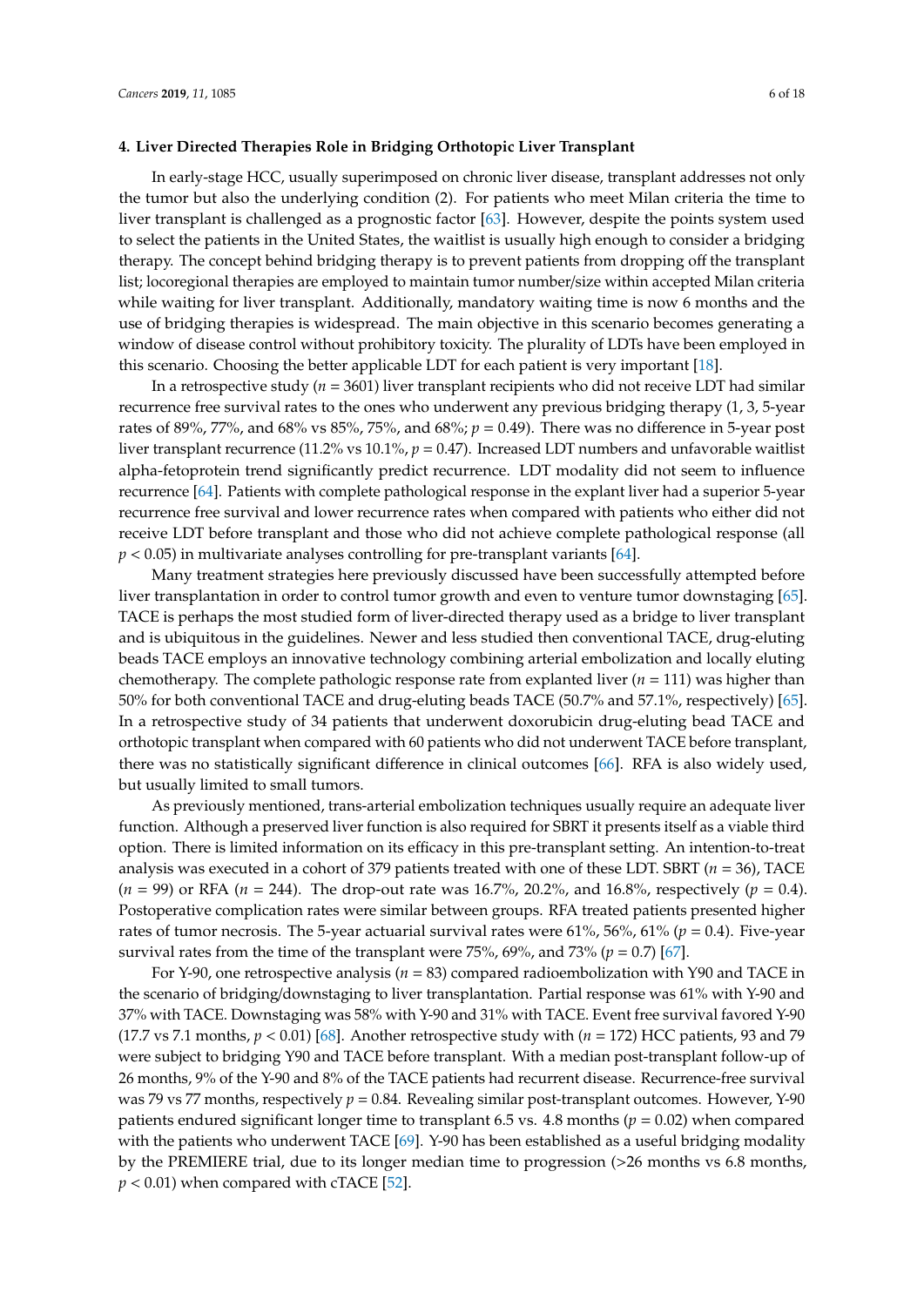## 4. Liver Directed Therapies Role in Bridging Orthotopic Liver Transplant

In early-stage HCC, usually superimposed on chronic liver disease, transplant addresses not only the tumor but also the underlying condition (2). For patients who meet Milan criteria the time to liver transplant is challenged as a prognostic factor [63]. However, despite the points system used to select the patients in the United States, the waitlist is usually high enough to consider a bridging therapy. The concept behind bridging therapy is to prevent patients from dropping off the transplant list; locoregional therapies are employed to maintain tumor number/size within accepted Milan criteria while waiting for liver transplant. Additionally, mandatory waiting time is now 6 months and the use of bridging therapies is widespread. The main objective in this scenario becomes generating a window of disease control without prohibitory toxicity. The plurality of LDTs have been employed in this scenario. Choosing the better applicable LDT for each patient is very important [18].

In a retrospective study ($n = 3601$) liver transplant recipients who did not receive LDT had similar recurrence free survival rates to the ones who underwent any previous bridging therapy (1, 3, 5-year rates of 89%, 77%, and 68% vs 85%, 75%, and 68%; $p = 0.49$). There was no difference in 5-year post liver transplant recurrence (11.2% vs 10.1%, $p = 0.47$). Increased LDT numbers and unfavorable waitlist alpha-fetoprotein trend significantly predict recurrence. LDT modality did not seem to influence recurrence [64]. Patients with complete pathological response in the explant liver had a superior 5-year recurrence free survival and lower recurrence rates when compared with patients who either did not receive LDT before transplant and those who did not achieve complete pathological response (all $p < 0.05$) in multivariate analyses controlling for pre-transplant variants [64].

Many treatment strategies here previously discussed have been successfully attempted before liver transplantation in order to control tumor growth and even to venture tumor downstaging [65]. TACE is perhaps the most studied form of liver-directed therapy used as a bridge to liver transplant and is ubiquitous in the guidelines. Newer and less studied then conventional TACE, drug-eluting beads TACE employs an innovative technology combining arterial embolization and locally eluting chemotherapy. The complete pathologic response rate from explanted liver ($n = 111$) was higher than 50% for both conventional TACE and drug-eluting beads TACE (50.7% and 57.1%, respectively) [65]. In a retrospective study of 34 patients that underwent doxorubicin drug-eluting bead TACE and orthotopic transplant when compared with 60 patients who did not underwent TACE before transplant, there was no statistically significant difference in clinical outcomes [66]. RFA is also widely used, but usually limited to small tumors.

As previously mentioned, trans-arterial embolization techniques usually require an adequate liver function. Although a preserved liver function is also required for SBRT it presents itself as a viable third option. There is limited information on its efficacy in this pre-transplant setting. An intention-to-treat analysis was executed in a cohort of 379 patients treated with one of these LDT. SBRT ($n = 36$), TACE ($n = 99$) or RFA ($n = 244$). The drop-out rate was 16.7%, 20.2%, and 16.8%, respectively ($p = 0.4$). Postoperative complication rates were similar between groups. RFA treated patients presented higher rates of tumor necrosis. The 5-year actuarial survival rates were 61%, 56%, 61% ($p = 0.4$). Five-year survival rates from the time of the transplant were 75%, 69%, and 73% ($p = 0.7$) [67].

For Y-90, one retrospective analysis ($n = 83$) compared radioembolization with Y90 and TACE in the scenario of bridging/downstaging to liver transplantation. Partial response was 61% with Y-90 and 37% with TACE. Downstaging was 58% with Y-90 and 31% with TACE. Event free survival favored Y-90 (17.7 vs 7.1 months, $p < 0.01$) [68]. Another retrospective study with ($n = 172$) HCC patients, 93 and 79 were subject to bridging Y90 and TACE before transplant. With a median post-transplant follow-up of 26 months, 9% of the Y-90 and 8% of the TACE patients had recurrent disease. Recurrence-free survival was 79 vs 77 months, respectively $p = 0.84$. Revealing similar post-transplant outcomes. However, Y-90 patients endured significant longer time to transplant 6.5 vs. 4.8 months ($p = 0.02$) when compared with the patients who underwent TACE [69]. Y-90 has been established as a useful bridging modality by the PREMIERE trial, due to its longer median time to progression (>26 months vs 6.8 months, $p < 0.01$) when compared with cTACE [52].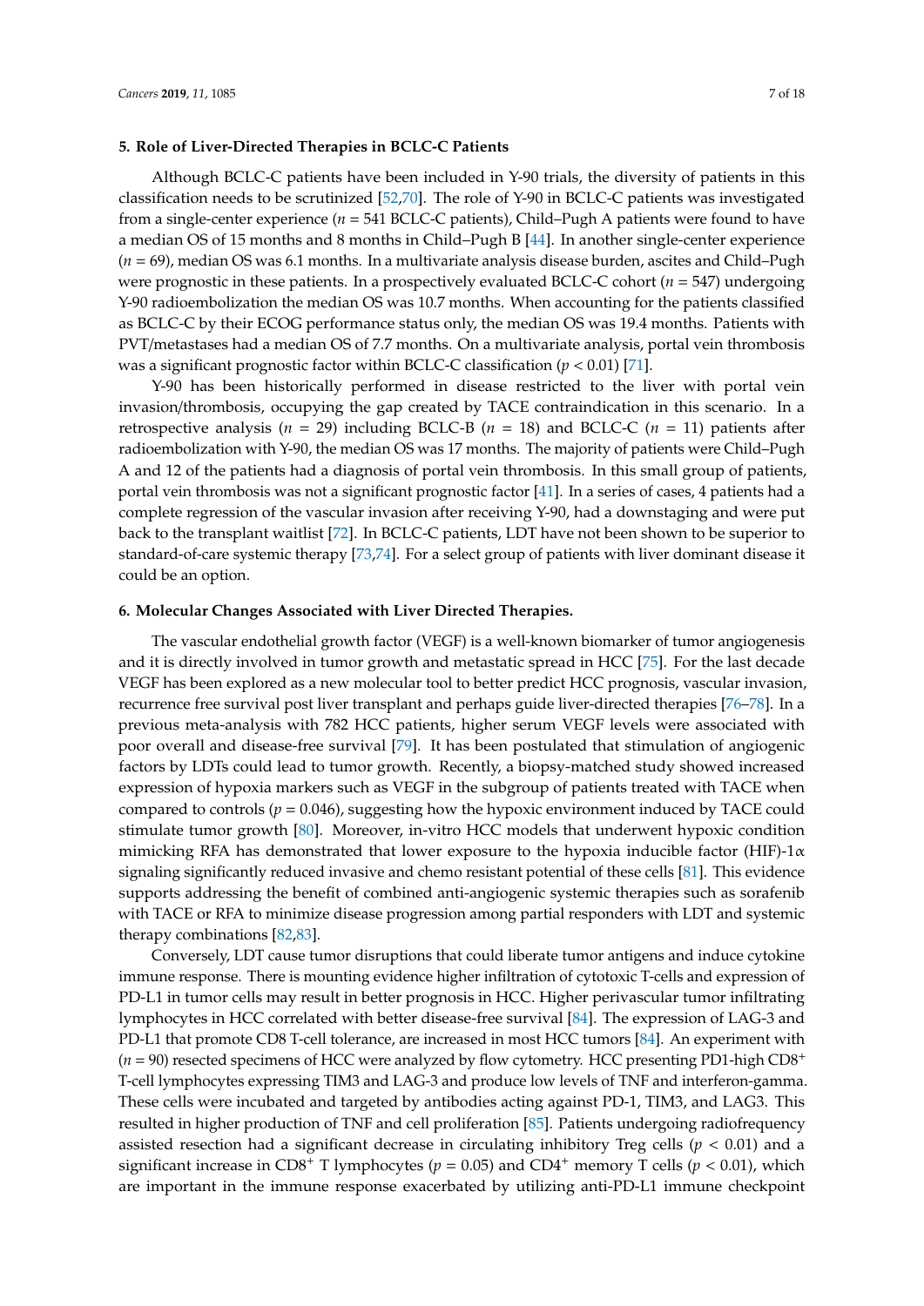## 5. Role of Liver-Directed Therapies in BCLC-C Patients

Although BCLC-C patients have been included in Y-90 trials, the diversity of patients in this classification needs to be scrutinized [52,70]. The role of Y-90 in BCLC-C patients was investigated from a single-center experience ($n$ = 541 BCLC-C patients), Child–Pugh A patients were found to have a median OS of 15 months and 8 months in Child–Pugh B [44]. In another single-center experience ($n$ = 69), median OS was 6.1 months. In a multivariate analysis disease burden, ascites and Child–Pugh were prognostic in these patients. In a prospectively evaluated BCLC-C cohort ($n$ = 547) undergoing Y-90 radioembolization the median OS was 10.7 months. When accounting for the patients classified as BCLC-C by their ECOG performance status only, the median OS was 19.4 months. Patients with PVT/metastases had a median OS of 7.7 months. On a multivariate analysis, portal vein thrombosis was a significant prognostic factor within BCLC-C classification ($p < 0.01$) [71].

Y-90 has been historically performed in disease restricted to the liver with portal vein invasion/thrombosis, occupying the gap created by TACE contraindication in this scenario. In a retrospective analysis ($n$ = 29) including BCLC-B ($n$ = 18) and BCLC-C ($n$ = 11) patients after radioembolization with Y-90, the median OS was 17 months. The majority of patients were Child–Pugh A and 12 of the patients had a diagnosis of portal vein thrombosis. In this small group of patients, portal vein thrombosis was not a significant prognostic factor [41]. In a series of cases, 4 patients had a complete regression of the vascular invasion after receiving Y-90, had a downstaging and were put back to the transplant waitlist [72]. In BCLC-C patients, LDT have not been shown to be superior to standard-of-care systemic therapy [73,74]. For a select group of patients with liver dominant disease it could be an option.

## 6. Molecular Changes Associated with Liver Directed Therapies.

The vascular endothelial growth factor (VEGF) is a well-known biomarker of tumor angiogenesis and it is directly involved in tumor growth and metastatic spread in HCC [75]. For the last decade VEGF has been explored as a new molecular tool to better predict HCC prognosis, vascular invasion, recurrence free survival post liver transplant and perhaps guide liver-directed therapies [76–78]. In a previous meta-analysis with 782 HCC patients, higher serum VEGF levels were associated with poor overall and disease-free survival [79]. It has been postulated that stimulation of angiogenic factors by LDTs could lead to tumor growth. Recently, a biopsy-matched study showed increased expression of hypoxia markers such as VEGF in the subgroup of patients treated with TACE when compared to controls ($p = 0.046$), suggesting how the hypoxic environment induced by TACE could stimulate tumor growth [80]. Moreover, in-vitro HCC models that underwent hypoxic condition mimicking RFA has demonstrated that lower exposure to the hypoxia inducible factor (HIF)-1$\alpha$ signaling significantly reduced invasive and chemo resistant potential of these cells [81]. This evidence supports addressing the benefit of combined anti-angiogenic systemic therapies such as sorafenib with TACE or RFA to minimize disease progression among partial responders with LDT and systemic therapy combinations [82,83].

Conversely, LDT cause tumor disruptions that could liberate tumor antigens and induce cytokine immune response. There is mounting evidence higher infiltration of cytotoxic T-cells and expression of PD-L1 in tumor cells may result in better prognosis in HCC. Higher perivascular tumor infiltrating lymphocytes in HCC correlated with better disease-free survival [84]. The expression of LAG-3 and PD-L1 that promote CD8 T-cell tolerance, are increased in most HCC tumors [84]. An experiment with ($n$ = 90) resected specimens of HCC were analyzed by flow cytometry. HCC presenting PD1-high $CD8^+$ T-cell lymphocytes expressing TIM3 and LAG-3 and produce low levels of TNF and interferon-gamma. These cells were incubated and targeted by antibodies acting against PD-1, TIM3, and LAG3. This resulted in higher production of TNF and cell proliferation [85]. Patients undergoing radiofrequency assisted resection had a significant decrease in circulating inhibitory Treg cells ($p < 0.01$) and a significant increase in $CD8^+$ T lymphocytes ($p = 0.05$) and $CD4^+$ memory T cells ($p < 0.01$), which are important in the immune response exacerbated by utilizing anti-PD-L1 immune checkpoint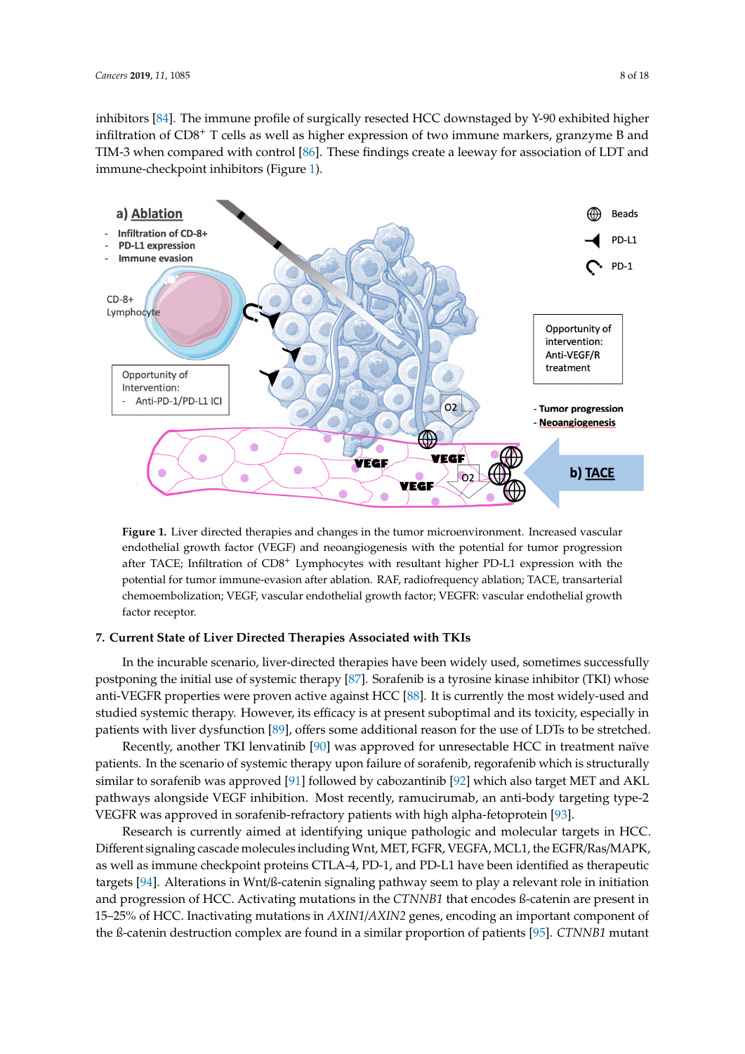inhibitors [84]. The immune profile of surgically resected HCC downstaged by Y-90 exhibited higher infiltration of $CD8^+$ T cells as well as higher expression of two immune markers, granzyme B and TIM-3 when compared with control [86]. These findings create a leeway for association of LDT and immune-checkpoint inhibitors (Figure 1).

**Figure 1.** Liver directed therapies and changes in the tumor microenvironment. Increased vascular endothelial growth factor (VEGF) and neoangiogenesis with the potential for tumor progression after TACE; Infiltration of $CD8^+$ Lymphocytes with resultant higher PD-L1 expression with the potential for tumor immune-evasion after ablation. RAF, radiofrequency ablation; TACE, transarterial chemoembolization; VEGF, vascular endothelial growth factor; VEGFR: vascular endothelial growth factor receptor.

## 7. Current State of Liver Directed Therapies Associated with TKIs

In the incurable scenario, liver-directed therapies have been widely used, sometimes successfully postponing the initial use of systemic therapy [87]. Sorafenib is a tyrosine kinase inhibitor (TKI) whose anti-VEGFR properties were proven active against HCC [88]. It is currently the most widely-used and studied systemic therapy. However, its efficacy is at present suboptimal and its toxicity, especially in patients with liver dysfunction [89], offers some additional reason for the use of LDTs to be stretched.

Recently, another TKI lenvatinib [90] was approved for unresectable HCC in treatment naïve patients. In the scenario of systemic therapy upon failure of sorafenib, regorafenib which is structurally similar to sorafenib was approved [91] followed by cabozantinib [92] which also target MET and AKL pathways alongside VEGF inhibition. Most recently, ramucirumab, an anti-body targeting type-2 VEGFR was approved in sorafenib-refractory patients with high alpha-fetoprotein [93].

Research is currently aimed at identifying unique pathologic and molecular targets in HCC. Different signaling cascade molecules including Wnt, MET, FGFR, VEGFA, MCL1, the EGFR/Ras/MAPK, as well as immune checkpoint proteins CTLA-4, PD-1, and PD-L1 have been identified as therapeutic targets [94]. Alterations in Wnt/ß-catenin signaling pathway seem to play a relevant role in initiation and progression of HCC. Activating mutations in the *CTNNB1* that encodes ß-catenin are present in 15–25% of HCC. Inactivating mutations in *AXIN1*/*AXIN2* genes, encoding an important component of the ß-catenin destruction complex are found in a similar proportion of patients [95]. *CTNNB1* mutant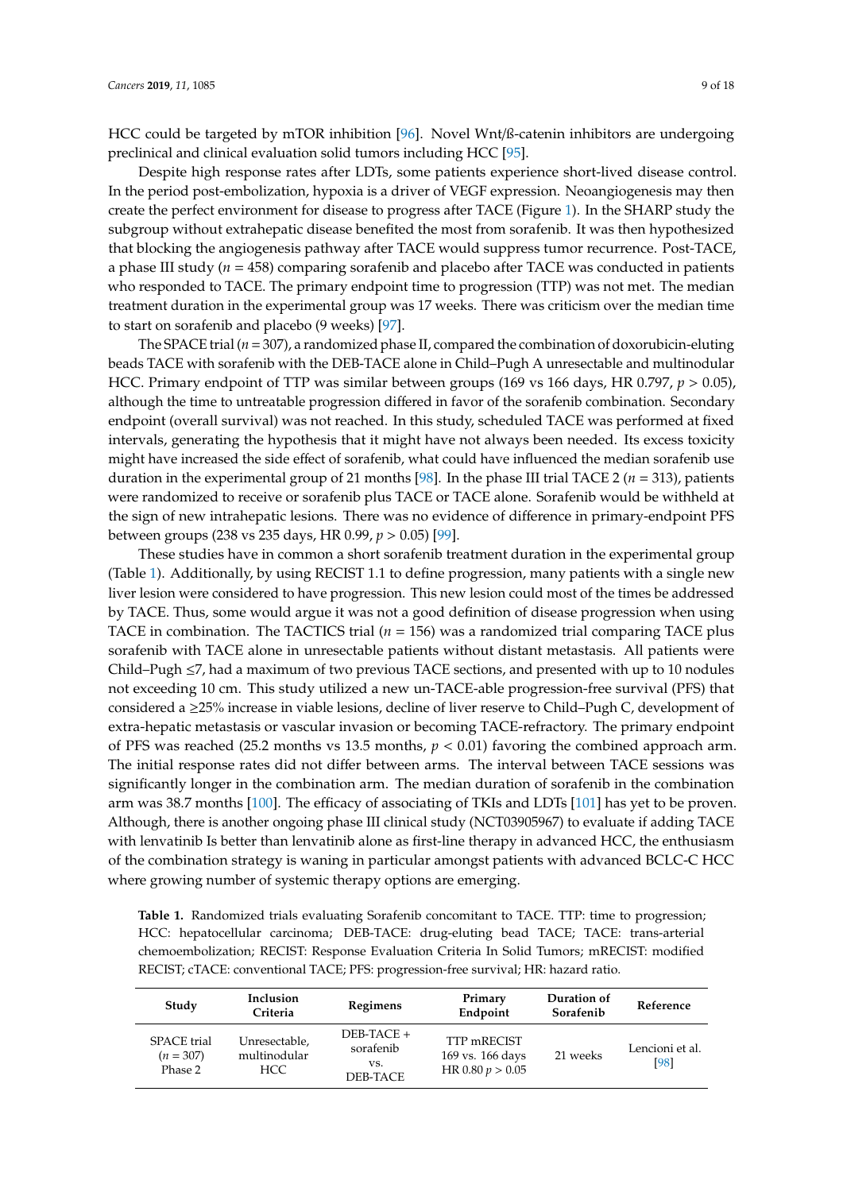HCC could be targeted by mTOR inhibition [96]. Novel Wnt/ß-catenin inhibitors are undergoing preclinical and clinical evaluation solid tumors including HCC [95].

Despite high response rates after LDTs, some patients experience short-lived disease control. In the period post-embolization, hypoxia is a driver of VEGF expression. Neoangiogenesis may then create the perfect environment for disease to progress after TACE (Figure 1). In the SHARP study the subgroup without extrahepatic disease benefited the most from sorafenib. It was then hypothesized that blocking the angiogenesis pathway after TACE would suppress tumor recurrence. Post-TACE, a phase III study ($n$ = 458) comparing sorafenib and placebo after TACE was conducted in patients who responded to TACE. The primary endpoint time to progression (TTP) was not met. The median treatment duration in the experimental group was 17 weeks. There was criticism over the median time to start on sorafenib and placebo (9 weeks) [97].

The SPACE trial ($n$ = 307), a randomized phase II, compared the combination of doxorubicin-eluting beads TACE with sorafenib with the DEB-TACE alone in Child–Pugh A unresectable and multinodular HCC. Primary endpoint of TTP was similar between groups (169 vs 166 days, HR 0.797, $p > 0.05$), although the time to untreatable progression differed in favor of the sorafenib combination. Secondary endpoint (overall survival) was not reached. In this study, scheduled TACE was performed at fixed intervals, generating the hypothesis that it might have not always been needed. Its excess toxicity might have increased the side effect of sorafenib, what could have influenced the median sorafenib use duration in the experimental group of 21 months [98]. In the phase III trial TACE 2 ($n$ = 313), patients were randomized to receive or sorafenib plus TACE or TACE alone. Sorafenib would be withheld at the sign of new intrahepatic lesions. There was no evidence of difference in primary-endpoint PFS between groups (238 vs 235 days, HR 0.99, $p > 0.05$) [99].

These studies have in common a short sorafenib treatment duration in the experimental group (Table 1). Additionally, by using RECIST 1.1 to define progression, many patients with a single new liver lesion were considered to have progression. This new lesion could most of the times be addressed by TACE. Thus, some would argue it was not a good definition of disease progression when using TACE in combination. The TACTICS trial ($n$ = 156) was a randomized trial comparing TACE plus sorafenib with TACE alone in unresectable patients without distant metastasis. All patients were Child–Pugh ≤7, had a maximum of two previous TACE sections, and presented with up to 10 nodules not exceeding 10 cm. This study utilized a new un-TACE-able progression-free survival (PFS) that considered a ≥25% increase in viable lesions, decline of liver reserve to Child–Pugh C, development of extra-hepatic metastasis or vascular invasion or becoming TACE-refractory. The primary endpoint of PFS was reached (25.2 months vs 13.5 months, $p < 0.01$) favoring the combined approach arm. The initial response rates did not differ between arms. The interval between TACE sessions was significantly longer in the combination arm. The median duration of sorafenib in the combination arm was 38.7 months [100]. The efficacy of associating of TKIs and LDTs [101] has yet to be proven. Although, there is another ongoing phase III clinical study (NCT03905967) to evaluate if adding TACE with lenvatinib Is better than lenvatinib alone as first-line therapy in advanced HCC, the enthusiasm of the combination strategy is waning in particular amongst patients with advanced BCLC-C HCC where growing number of systemic therapy options are emerging.

**Table 1.** Randomized trials evaluating Sorafenib concomitant to TACE. TTP: time to progression; HCC: hepatocellular carcinoma; DEB-TACE: drug-eluting bead TACE; TACE: trans-arterial chemoembolization; RECIST: Response Evaluation Criteria In Solid Tumors; mRECIST: modified RECIST; cTACE: conventional TACE; PFS: progression-free survival; HR: hazard ratio.

| Study | Inclusion Criteria | Regimens | Primary Endpoint | Duration of Sorafenib | Reference |
|---|---|---|---|---|---|
| SPACE trial ($n$ = 307) Phase 2 | Unresectable, multinodular HCC | DEB-TACE + sorafenib vs. DEB-TACE | TTP mRECIST 169 vs. 166 days HR 0.80 $p > 0.05$ | 21 weeks | Lencioni et al. [98] |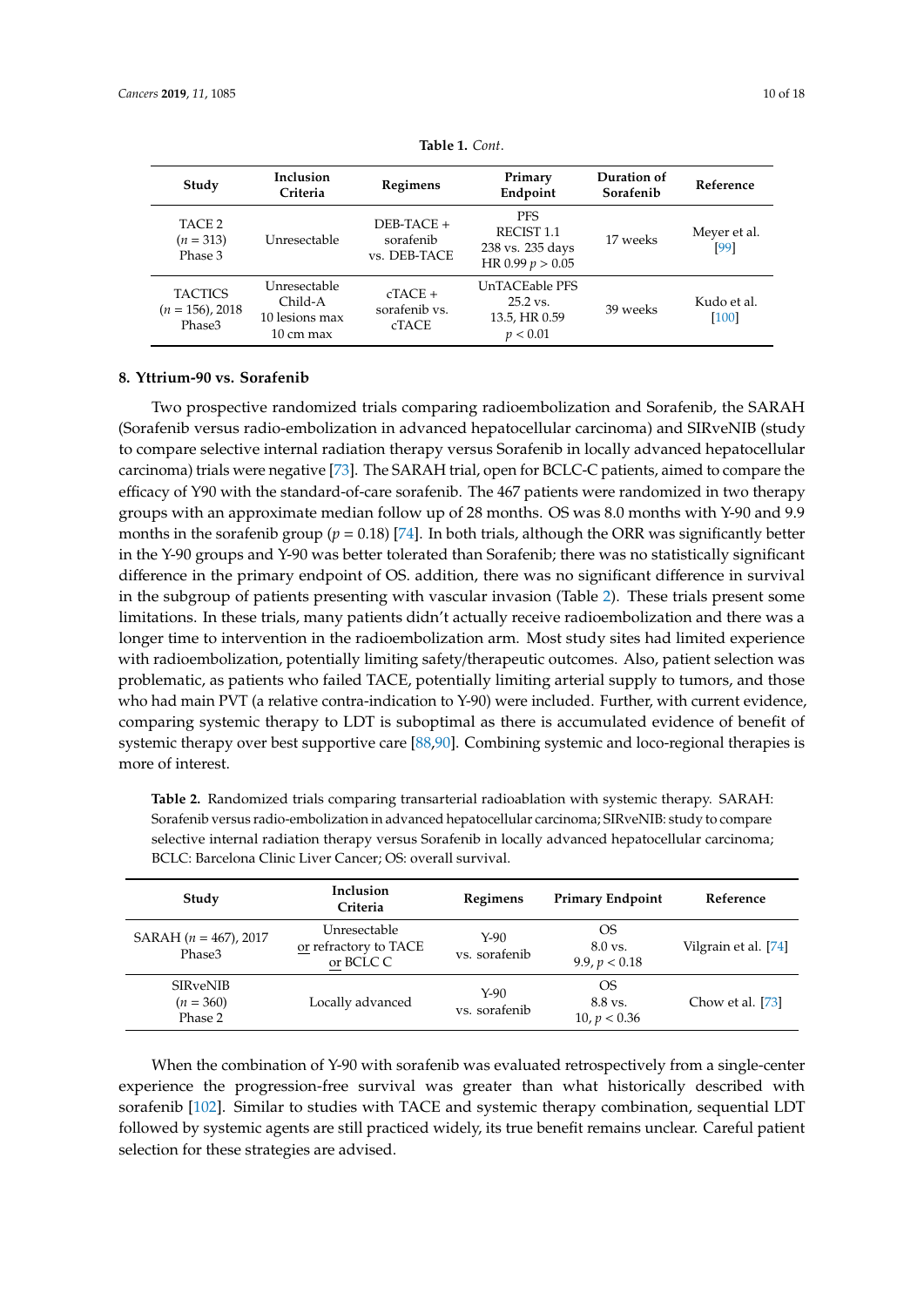**Table 1.** *Cont.*

| Study | Inclusion Criteria | Regimens | Primary Endpoint | Duration of Sorafenib | Reference |
|---|---|---|---|---|---|
| TACE 2 ($n = 313$) Phase 3 | Unresectable | DEB-TACE + sorafenib vs. DEB-TACE | PFS RECIST 1.1 238 vs. 235 days HR 0.99 $p > 0.05$ | 17 weeks | Meyer et al. [99] |
| TACTICS ($n = 156$), 2018 Phase3 | Unresectable Child-A 10 lesions max 10 cm max | cTACE + sorafenib vs. cTACE | UnTACEable PFS 25.2 vs. 13.5, HR 0.59 $p < 0.01$ | 39 weeks | Kudo et al. [100] |

## 8. Yttrium-90 vs. Sorafenib

Two prospective randomized trials comparing radioembolization and Sorafenib, the SARAH (Sorafenib versus radio-embolization in advanced hepatocellular carcinoma) and SIRveNIB (study to compare selective internal radiation therapy versus Sorafenib in locally advanced hepatocellular carcinoma) trials were negative [73]. The SARAH trial, open for BCLC-C patients, aimed to compare the efficacy of Y90 with the standard-of-care sorafenib. The 467 patients were randomized in two therapy groups with an approximate median follow up of 28 months. OS was 8.0 months with Y-90 and 9.9 months in the sorafenib group ($p = 0.18$) [74]. In both trials, although the ORR was significantly better in the Y-90 groups and Y-90 was better tolerated than Sorafenib; there was no statistically significant difference in the primary endpoint of OS. addition, there was no significant difference in survival in the subgroup of patients presenting with vascular invasion (Table 2). These trials present some limitations. In these trials, many patients didn't actually receive radioembolization and there was a longer time to intervention in the radioembolization arm. Most study sites had limited experience with radioembolization, potentially limiting safety/therapeutic outcomes. Also, patient selection was problematic, as patients who failed TACE, potentially limiting arterial supply to tumors, and those who had main PVT (a relative contra-indication to Y-90) were included. Further, with current evidence, comparing systemic therapy to LDT is suboptimal as there is accumulated evidence of benefit of systemic therapy over best supportive care [88,90]. Combining systemic and loco-regional therapies is more of interest.

**Table 2.** Randomized trials comparing transarterial radioablation with systemic therapy. SARAH: Sorafenib versus radio-embolization in advanced hepatocellular carcinoma; SIRveNIB: study to compare selective internal radiation therapy versus Sorafenib in locally advanced hepatocellular carcinoma; BCLC: Barcelona Clinic Liver Cancer; OS: overall survival.

| Study | Inclusion Criteria | Regimens | Primary Endpoint | Reference |
|---|---|---|---|---|
| SARAH ($n = 467$), 2017 Phase3 | Unresectable or refractory to TACE or BCLC C | Y-90 vs. sorafenib | OS 8.0 vs. 9.9, $p < 0.18$ | Vilgrain et al. [74] |
| SIRveNIB ($n = 360$) Phase 2 | Locally advanced | Y-90 vs. sorafenib | OS 8.8 vs. 10, $p < 0.36$ | Chow et al. [73] |

When the combination of Y-90 with sorafenib was evaluated retrospectively from a single-center experience the progression-free survival was greater than what historically described with sorafenib [102]. Similar to studies with TACE and systemic therapy combination, sequential LDT followed by systemic agents are still practiced widely, its true benefit remains unclear. Careful patient selection for these strategies are advised.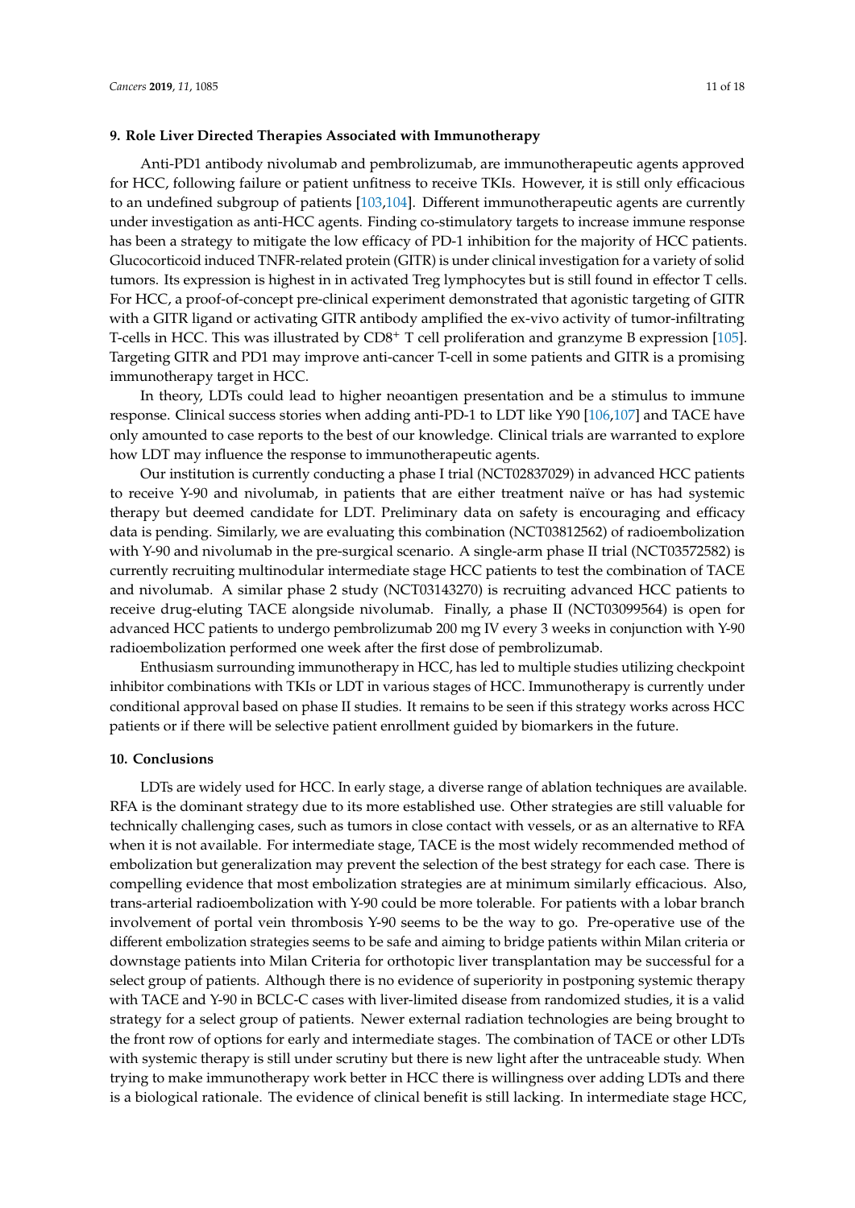## 9. Role Liver Directed Therapies Associated with Immunotherapy

Anti-PD1 antibody nivolumab and pembrolizumab, are immunotherapeutic agents approved for HCC, following failure or patient unfitness to receive TKIs. However, it is still only efficacious to an undefined subgroup of patients [103,104]. Different immunotherapeutic agents are currently under investigation as anti-HCC agents. Finding co-stimulatory targets to increase immune response has been a strategy to mitigate the low efficacy of PD-1 inhibition for the majority of HCC patients. Glucocorticoid induced TNFR-related protein (GITR) is under clinical investigation for a variety of solid tumors. Its expression is highest in in activated Treg lymphocytes but is still found in effector T cells. For HCC, a proof-of-concept pre-clinical experiment demonstrated that agonistic targeting of GITR with a GITR ligand or activating GITR antibody amplified the ex-vivo activity of tumor-infiltrating T-cells in HCC. This was illustrated by $CD8^{+}$ T cell proliferation and granzyme B expression [105]. Targeting GITR and PD1 may improve anti-cancer T-cell in some patients and GITR is a promising immunotherapy target in HCC.

In theory, LDTs could lead to higher neoantigen presentation and be a stimulus to immune response. Clinical success stories when adding anti-PD-1 to LDT like Y90 [106,107] and TACE have only amounted to case reports to the best of our knowledge. Clinical trials are warranted to explore how LDT may influence the response to immunotherapeutic agents.

Our institution is currently conducting a phase I trial (NCT02837029) in advanced HCC patients to receive Y-90 and nivolumab, in patients that are either treatment naïve or has had systemic therapy but deemed candidate for LDT. Preliminary data on safety is encouraging and efficacy data is pending. Similarly, we are evaluating this combination (NCT03812562) of radioembolization with Y-90 and nivolumab in the pre-surgical scenario. A single-arm phase II trial (NCT03572582) is currently recruiting multinodular intermediate stage HCC patients to test the combination of TACE and nivolumab. A similar phase 2 study (NCT03143270) is recruiting advanced HCC patients to receive drug-eluting TACE alongside nivolumab. Finally, a phase II (NCT03099564) is open for advanced HCC patients to undergo pembrolizumab 200 mg IV every 3 weeks in conjunction with Y-90 radioembolization performed one week after the first dose of pembrolizumab.

Enthusiasm surrounding immunotherapy in HCC, has led to multiple studies utilizing checkpoint inhibitor combinations with TKIs or LDT in various stages of HCC. Immunotherapy is currently under conditional approval based on phase II studies. It remains to be seen if this strategy works across HCC patients or if there will be selective patient enrollment guided by biomarkers in the future.

## 10. Conclusions

LDTs are widely used for HCC. In early stage, a diverse range of ablation techniques are available. RFA is the dominant strategy due to its more established use. Other strategies are still valuable for technically challenging cases, such as tumors in close contact with vessels, or as an alternative to RFA when it is not available. For intermediate stage, TACE is the most widely recommended method of embolization but generalization may prevent the selection of the best strategy for each case. There is compelling evidence that most embolization strategies are at minimum similarly efficacious. Also, trans-arterial radioembolization with Y-90 could be more tolerable. For patients with a lobar branch involvement of portal vein thrombosis Y-90 seems to be the way to go. Pre-operative use of the different embolization strategies seems to be safe and aiming to bridge patients within Milan criteria or downstage patients into Milan Criteria for orthotopic liver transplantation may be successful for a select group of patients. Although there is no evidence of superiority in postponing systemic therapy with TACE and Y-90 in BCLC-C cases with liver-limited disease from randomized studies, it is a valid strategy for a select group of patients. Newer external radiation technologies are being brought to the front row of options for early and intermediate stages. The combination of TACE or other LDTs with systemic therapy is still under scrutiny but there is new light after the untraceable study. When trying to make immunotherapy work better in HCC there is willingness over adding LDTs and there is a biological rationale. The evidence of clinical benefit is still lacking. In intermediate stage HCC,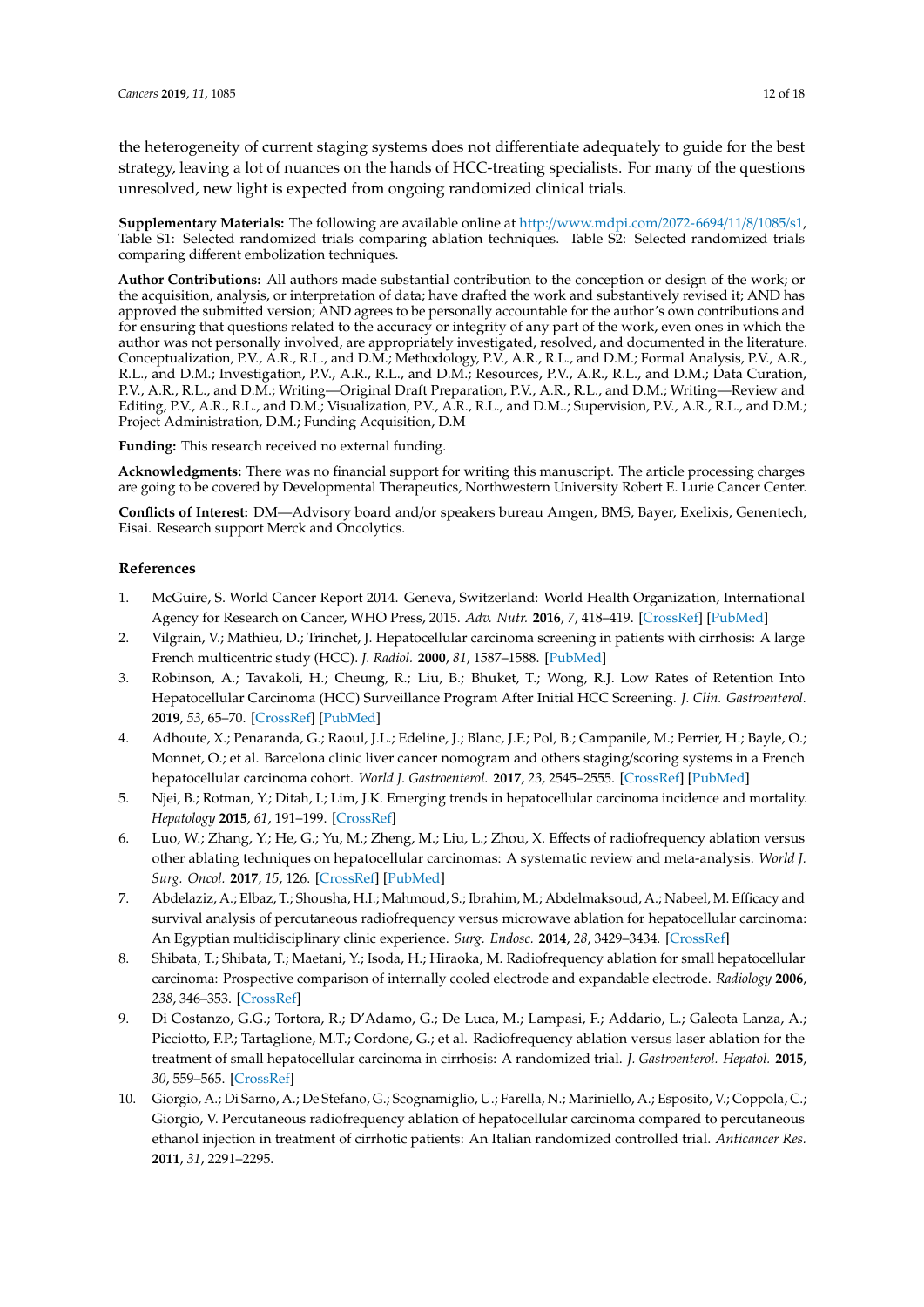the heterogeneity of current staging systems does not differentiate adequately to guide for the best strategy, leaving a lot of nuances on the hands of HCC-treating specialists. For many of the questions unresolved, new light is expected from ongoing randomized clinical trials.

**Supplementary Materials:** The following are available online at http://www.mdpi.com/2072-6694/11/8/1085/s1, Table S1: Selected randomized trials comparing ablation techniques. Table S2: Selected randomized trials comparing different embolization techniques.

**Author Contributions:** All authors made substantial contribution to the conception or design of the work; or the acquisition, analysis, or interpretation of data; have drafted the work and substantively revised it; AND has approved the submitted version; AND agrees to be personally accountable for the author's own contributions and for ensuring that questions related to the accuracy or integrity of any part of the work, even ones in which the author was not personally involved, are appropriately investigated, resolved, and documented in the literature. Conceptualization, P.V., A.R., R.L., and D.M.; Methodology, P.V., A.R., R.L., and D.M.; Formal Analysis, P.V., A.R., R.L., and D.M.; Investigation, P.V., A.R., R.L., and D.M.; Resources, P.V., A.R., R.L., and D.M.; Data Curation, P.V., A.R., R.L., and D.M.; Writing—Original Draft Preparation, P.V., A.R., R.L., and D.M.; Writing—Review and Editing, P.V., A.R., R.L., and D.M.; Visualization, P.V., A.R., R.L., and D.M..; Supervision, P.V., A.R., R.L., and D.M.; Project Administration, D.M.; Funding Acquisition, D.M

**Funding:** This research received no external funding.

**Acknowledgments:** There was no financial support for writing this manuscript. The article processing charges are going to be covered by Developmental Therapeutics, Northwestern University Robert E. Lurie Cancer Center.

**Conflicts of Interest:** DM—Advisory board and/or speakers bureau Amgen, BMS, Bayer, Exelixis, Genentech, Eisai. Research support Merck and Oncolytics.

## References

1. McGuire, S. World Cancer Report 2014. Geneva, Switzerland: World Health Organization, International Agency for Research on Cancer, WHO Press, 2015. *Adv. Nutr.* **2016**, *7*, 418–419. [CrossRef] [PubMed]
2. Vilgrain, V.; Mathieu, D.; Trinchet, J. Hepatocellular carcinoma screening in patients with cirrhosis: A large French multicentric study (HCC). *J. Radiol.* **2000**, *81*, 1587–1588. [PubMed]
3. Robinson, A.; Tavakoli, H.; Cheung, R.; Liu, B.; Bhuket, T.; Wong, R.J. Low Rates of Retention Into Hepatocellular Carcinoma (HCC) Surveillance Program After Initial HCC Screening. *J. Clin. Gastroenterol.* **2019**, *53*, 65–70. [CrossRef] [PubMed]
4. Adhoute, X.; Penaranda, G.; Raoul, J.L.; Edeline, J.; Blanc, J.F.; Pol, B.; Campanile, M.; Perrier, H.; Bayle, O.; Monnet, O.; et al. Barcelona clinic liver cancer nomogram and others staging/scoring systems in a French hepatocellular carcinoma cohort. *World J. Gastroenterol.* **2017**, *23*, 2545–2555. [CrossRef] [PubMed]
5. Njei, B.; Rotman, Y.; Ditah, I.; Lim, J.K. Emerging trends in hepatocellular carcinoma incidence and mortality. *Hepatology* **2015**, *61*, 191–199. [CrossRef]
6. Luo, W.; Zhang, Y.; He, G.; Yu, M.; Zheng, M.; Liu, L.; Zhou, X. Effects of radiofrequency ablation versus other ablating techniques on hepatocellular carcinomas: A systematic review and meta-analysis. *World J. Surg. Oncol.* **2017**, *15*, 126. [CrossRef] [PubMed]
7. Abdelaziz, A.; Elbaz, T.; Shousha, H.I.; Mahmoud, S.; Ibrahim, M.; Abdelmaksoud, A.; Nabeel, M. Efficacy and survival analysis of percutaneous radiofrequency versus microwave ablation for hepatocellular carcinoma: An Egyptian multidisciplinary clinic experience. *Surg. Endosc.* **2014**, *28*, 3429–3434. [CrossRef]
8. Shibata, T.; Shibata, T.; Maetani, Y.; Isoda, H.; Hiraoka, M. Radiofrequency ablation for small hepatocellular carcinoma: Prospective comparison of internally cooled electrode and expandable electrode. *Radiology* **2006**, *238*, 346–353. [CrossRef]
9. Di Costanzo, G.G.; Tortora, R.; D'Adamo, G.; De Luca, M.; Lampasi, F.; Addario, L.; Galeota Lanza, A.; Picciotto, F.P.; Tartaglione, M.T.; Cordone, G.; et al. Radiofrequency ablation versus laser ablation for the treatment of small hepatocellular carcinoma in cirrhosis: A randomized trial. *J. Gastroenterol. Hepatol.* **2015**, *30*, 559–565. [CrossRef]
10. Giorgio, A.; Di Sarno, A.; De Stefano, G.; Scognamiglio, U.; Farella, N.; Mariniello, A.; Esposito, V.; Coppola, C.; Giorgio, V. Percutaneous radiofrequency ablation of hepatocellular carcinoma compared to percutaneous ethanol injection in treatment of cirrhotic patients: An Italian randomized controlled trial. *Anticancer Res.* **2011**, *31*, 2291–2295.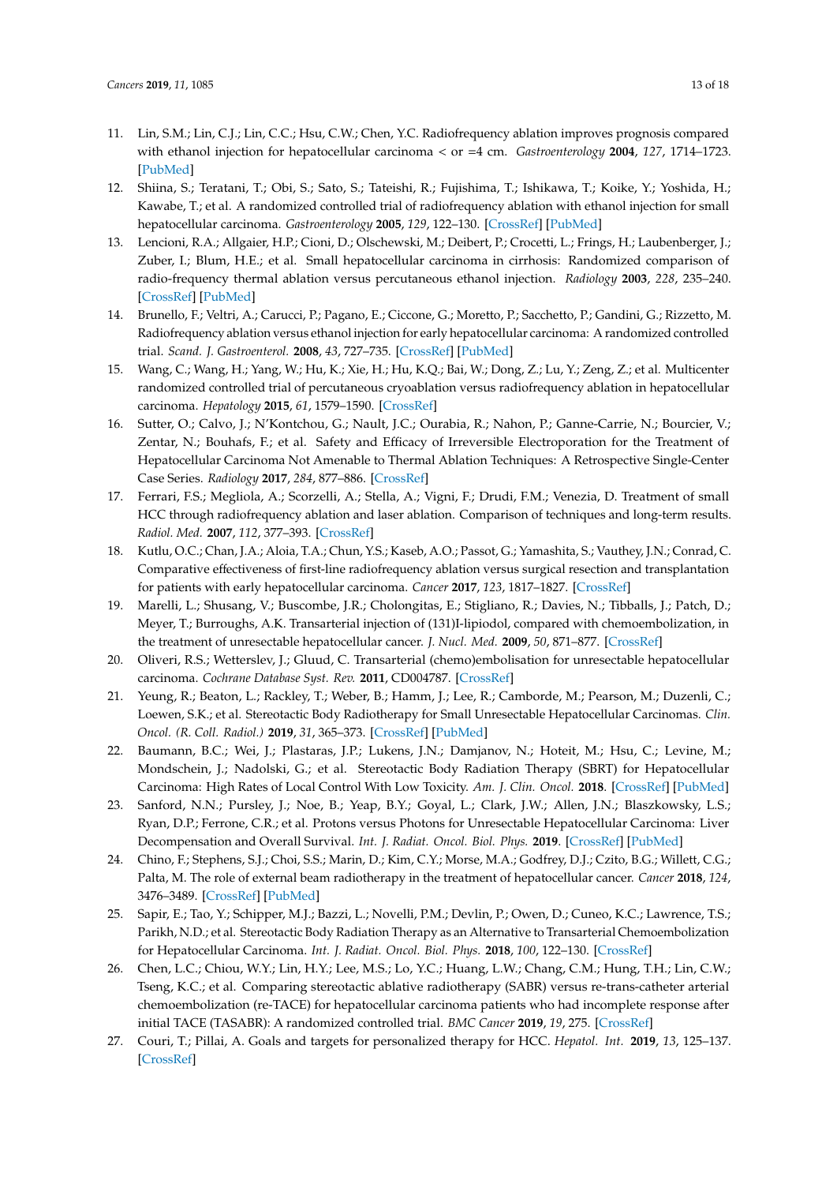11. Lin, S.M.; Lin, C.J.; Lin, C.C.; Hsu, C.W.; Chen, Y.C. Radiofrequency ablation improves prognosis compared with ethanol injection for hepatocellular carcinoma < or =4 cm. *Gastroenterology* **2004**, *127*, 1714–1723. [PubMed]
12. Shiina, S.; Teratani, T.; Obi, S.; Sato, S.; Tateishi, R.; Fujishima, T.; Ishikawa, T.; Koike, Y.; Yoshida, H.; Kawabe, T.; et al. A randomized controlled trial of radiofrequency ablation with ethanol injection for small hepatocellular carcinoma. *Gastroenterology* **2005**, *129*, 122–130. [CrossRef] [PubMed]
13. Lencioni, R.A.; Allgaier, H.P.; Cioni, D.; Olschewski, M.; Deibert, P.; Crocetti, L.; Frings, H.; Laubenberger, J.; Zuber, I.; Blum, H.E.; et al. Small hepatocellular carcinoma in cirrhosis: Randomized comparison of radio-frequency thermal ablation versus percutaneous ethanol injection. *Radiology* **2003**, *228*, 235–240. [CrossRef] [PubMed]
14. Brunello, F.; Veltri, A.; Carucci, P.; Pagano, E.; Ciccone, G.; Moretto, P.; Sacchetto, P.; Gandini, G.; Rizzetto, M. Radiofrequency ablation versus ethanol injection for early hepatocellular carcinoma: A randomized controlled trial. *Scand. J. Gastroenterol.* **2008**, *43*, 727–735. [CrossRef] [PubMed]
15. Wang, C.; Wang, H.; Yang, W.; Hu, K.; Xie, H.; Hu, K.Q.; Bai, W.; Dong, Z.; Lu, Y.; Zeng, Z.; et al. Multicenter randomized controlled trial of percutaneous cryoablation versus radiofrequency ablation in hepatocellular carcinoma. *Hepatology* **2015**, *61*, 1579–1590. [CrossRef]
16. Sutter, O.; Calvo, J.; N'Kontchou, G.; Nault, J.C.; Ourabia, R.; Nahon, P.; Ganne-Carrie, N.; Bourcier, V.; Zentar, N.; Bouhafs, F.; et al. Safety and Efficacy of Irreversible Electroporation for the Treatment of Hepatocellular Carcinoma Not Amenable to Thermal Ablation Techniques: A Retrospective Single-Center Case Series. *Radiology* **2017**, *284*, 877–886. [CrossRef]
17. Ferrari, F.S.; Megliola, A.; Scorzelli, A.; Stella, A.; Vigni, F.; Drudi, F.M.; Venezia, D. Treatment of small HCC through radiofrequency ablation and laser ablation. Comparison of techniques and long-term results. *Radiol. Med.* **2007**, *112*, 377–393. [CrossRef]
18. Kutlu, O.C.; Chan, J.A.; Aloia, T.A.; Chun, Y.S.; Kaseb, A.O.; Passot, G.; Yamashita, S.; Vauthey, J.N.; Conrad, C. Comparative effectiveness of first-line radiofrequency ablation versus surgical resection and transplantation for patients with early hepatocellular carcinoma. *Cancer* **2017**, *123*, 1817–1827. [CrossRef]
19. Marelli, L.; Shusang, V.; Buscombe, J.R.; Cholongitas, E.; Stigliano, R.; Davies, N.; Tibballs, J.; Patch, D.; Meyer, T.; Burroughs, A.K. Transarterial injection of (131)I-lipiodol, compared with chemoembolization, in the treatment of unresectable hepatocellular cancer. *J. Nucl. Med.* **2009**, *50*, 871–877. [CrossRef]
20. Oliveri, R.S.; Wetterslev, J.; Gluud, C. Transarterial (chemo)embolisation for unresectable hepatocellular carcinoma. *Cochrane Database Syst. Rev.* **2011**, CD004787. [CrossRef]
21. Yeung, R.; Beaton, L.; Rackley, T.; Weber, B.; Hamm, J.; Lee, R.; Camborde, M.; Pearson, M.; Duzenli, C.; Loewen, S.K.; et al. Stereotactic Body Radiotherapy for Small Unresectable Hepatocellular Carcinomas. *Clin. Oncol. (R. Coll. Radiol.)* **2019**, *31*, 365–373. [CrossRef] [PubMed]
22. Baumann, B.C.; Wei, J.; Plastaras, J.P.; Lukens, J.N.; Damjanov, N.; Hoteit, M.; Hsu, C.; Levine, M.; Mondschein, J.; Nadolski, G.; et al. Stereotactic Body Radiation Therapy (SBRT) for Hepatocellular Carcinoma: High Rates of Local Control With Low Toxicity. *Am. J. Clin. Oncol.* **2018**. [CrossRef] [PubMed]
23. Sanford, N.N.; Pursley, J.; Noe, B.; Yeap, B.Y.; Goyal, L.; Clark, J.W.; Allen, J.N.; Blaszkowsky, L.S.; Ryan, D.P.; Ferrone, C.R.; et al. Protons versus Photons for Unresectable Hepatocellular Carcinoma: Liver Decompensation and Overall Survival. *Int. J. Radiat. Oncol. Biol. Phys.* **2019**. [CrossRef] [PubMed]
24. Chino, F.; Stephens, S.J.; Choi, S.S.; Marin, D.; Kim, C.Y.; Morse, M.A.; Godfrey, D.J.; Czito, B.G.; Willett, C.G.; Palta, M. The role of external beam radiotherapy in the treatment of hepatocellular cancer. *Cancer* **2018**, *124*, 3476–3489. [CrossRef] [PubMed]
25. Sapir, E.; Tao, Y.; Schipper, M.J.; Bazzi, L.; Novelli, P.M.; Devlin, P.; Owen, D.; Cuneo, K.C.; Lawrence, T.S.; Parikh, N.D.; et al. Stereotactic Body Radiation Therapy as an Alternative to Transarterial Chemoembolization for Hepatocellular Carcinoma. *Int. J. Radiat. Oncol. Biol. Phys.* **2018**, *100*, 122–130. [CrossRef]
26. Chen, L.C.; Chiou, W.Y.; Lin, H.Y.; Lee, M.S.; Lo, Y.C.; Huang, L.W.; Chang, C.M.; Hung, T.H.; Lin, C.W.; Tseng, K.C.; et al. Comparing stereotactic ablative radiotherapy (SABR) versus re-trans-catheter arterial chemoembolization (re-TACE) for hepatocellular carcinoma patients who had incomplete response after initial TACE (TASABR): A randomized controlled trial. *BMC Cancer* **2019**, *19*, 275. [CrossRef]
27. Couri, T.; Pillai, A. Goals and targets for personalized therapy for HCC. *Hepatol. Int.* **2019**, *13*, 125–137. [CrossRef]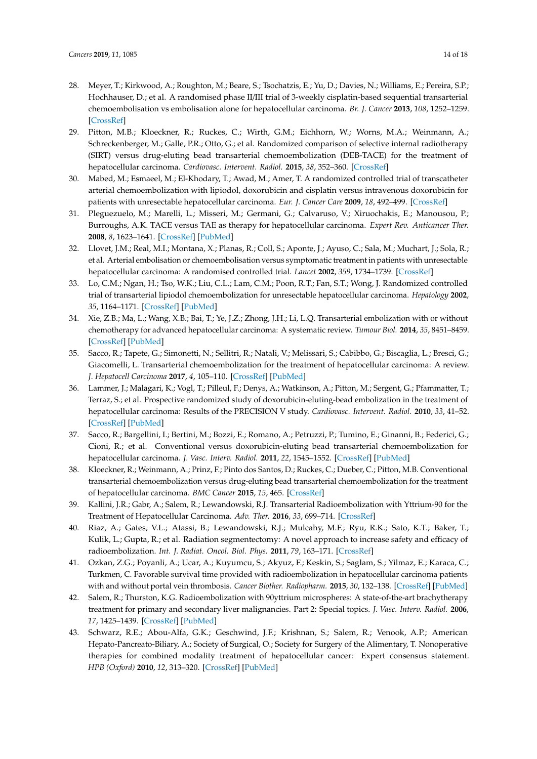28. Meyer, T.; Kirkwood, A.; Roughton, M.; Beare, S.; Tsochatzis, E.; Yu, D.; Davies, N.; Williams, E.; Pereira, S.P.; Hochhauser, D.; et al. A randomised phase II/III trial of 3-weekly cisplatin-based sequential transarterial chemoembolisation vs embolisation alone for hepatocellular carcinoma. *Br. J. Cancer* **2013**, *108*, 1252–1259. [CrossRef]
29. Pitton, M.B.; Kloeckner, R.; Ruckes, C.; Wirth, G.M.; Eichhorn, W.; Worns, M.A.; Weinmann, A.; Schreckenberger, M.; Galle, P.R.; Otto, G.; et al. Randomized comparison of selective internal radiotherapy (SIRT) versus drug-eluting bead transarterial chemoembolization (DEB-TACE) for the treatment of hepatocellular carcinoma. *Cardiovasc. Intervent. Radiol.* **2015**, *38*, 352–360. [CrossRef]
30. Mabed, M.; Esmaeel, M.; El-Khodary, T.; Awad, M.; Amer, T. A randomized controlled trial of transcatheter arterial chemoembolization with lipiodol, doxorubicin and cisplatin versus intravenous doxorubicin for patients with unresectable hepatocellular carcinoma. *Eur. J. Cancer Care* **2009**, *18*, 492–499. [CrossRef]
31. Pleguezuelo, M.; Marelli, L.; Misseri, M.; Germani, G.; Calvaruso, V.; Xiruochakis, E.; Manousou, P.; Burroughs, A.K. TACE versus TAE as therapy for hepatocellular carcinoma. *Expert Rev. Anticancer Ther.* **2008**, *8*, 1623–1641. [CrossRef] [PubMed]
32. Llovet, J.M.; Real, M.I.; Montana, X.; Planas, R.; Coll, S.; Aponte, J.; Ayuso, C.; Sala, M.; Muchart, J.; Sola, R.; et al. Arterial embolisation or chemoembolisation versus symptomatic treatment in patients with unresectable hepatocellular carcinoma: A randomised controlled trial. *Lancet* **2002**, *359*, 1734–1739. [CrossRef]
33. Lo, C.M.; Ngan, H.; Tso, W.K.; Liu, C.L.; Lam, C.M.; Poon, R.T.; Fan, S.T.; Wong, J. Randomized controlled trial of transarterial lipiodol chemoembolization for unresectable hepatocellular carcinoma. *Hepatology* **2002**, *35*, 1164–1171. [CrossRef] [PubMed]
34. Xie, Z.B.; Ma, L.; Wang, X.B.; Bai, T.; Ye, J.Z.; Zhong, J.H.; Li, L.Q. Transarterial embolization with or without chemotherapy for advanced hepatocellular carcinoma: A systematic review. *Tumour Biol.* **2014**, *35*, 8451–8459. [CrossRef] [PubMed]
35. Sacco, R.; Tapete, G.; Simonetti, N.; Sellitri, R.; Natali, V.; Melissari, S.; Cabibbo, G.; Biscaglia, L.; Bresci, G.; Giacomelli, L. Transarterial chemoembolization for the treatment of hepatocellular carcinoma: A review. *J. Hepatocell Carcinoma* **2017**, *4*, 105–110. [CrossRef] [PubMed]
36. Lammer, J.; Malagari, K.; Vogl, T.; Pilleul, F.; Denys, A.; Watkinson, A.; Pitton, M.; Sergent, G.; Pfammatter, T.; Terraz, S.; et al. Prospective randomized study of doxorubicin-eluting-bead embolization in the treatment of hepatocellular carcinoma: Results of the PRECISION V study. *Cardiovasc. Intervent. Radiol.* **2010**, *33*, 41–52. [CrossRef] [PubMed]
37. Sacco, R.; Bargellini, I.; Bertini, M.; Bozzi, E.; Romano, A.; Petruzzi, P.; Tumino, E.; Ginanni, B.; Federici, G.; Cioni, R.; et al. Conventional versus doxorubicin-eluting bead transarterial chemoembolization for hepatocellular carcinoma. *J. Vasc. Interv. Radiol.* **2011**, *22*, 1545–1552. [CrossRef] [PubMed]
38. Kloeckner, R.; Weinmann, A.; Prinz, F.; Pinto dos Santos, D.; Ruckes, C.; Dueber, C.; Pitton, M.B. Conventional transarterial chemoembolization versus drug-eluting bead transarterial chemoembolization for the treatment of hepatocellular carcinoma. *BMC Cancer* **2015**, *15*, 465. [CrossRef]
39. Kallini, J.R.; Gabr, A.; Salem, R.; Lewandowski, R.J. Transarterial Radioembolization with Yttrium-90 for the Treatment of Hepatocellular Carcinoma. *Adv. Ther.* **2016**, *33*, 699–714. [CrossRef]
40. Riaz, A.; Gates, V.L.; Atassi, B.; Lewandowski, R.J.; Mulcahy, M.F.; Ryu, R.K.; Sato, K.T.; Baker, T.; Kulik, L.; Gupta, R.; et al. Radiation segmentectomy: A novel approach to increase safety and efficacy of radioembolization. *Int. J. Radiat. Oncol. Biol. Phys.* **2011**, *79*, 163–171. [CrossRef]
41. Ozkan, Z.G.; Poyanli, A.; Ucar, A.; Kuyumcu, S.; Akyuz, F.; Keskin, S.; Saglam, S.; Yilmaz, E.; Karaca, C.; Turkmen, C. Favorable survival time provided with radioembolization in hepatocellular carcinoma patients with and without portal vein thrombosis. *Cancer Biother. Radiopharm.* **2015**, *30*, 132–138. [CrossRef] [PubMed]
42. Salem, R.; Thurston, K.G. Radioembolization with 90yttrium microspheres: A state-of-the-art brachytherapy treatment for primary and secondary liver malignancies. Part 2: Special topics. *J. Vasc. Interv. Radiol.* **2006**, *17*, 1425–1439. [CrossRef] [PubMed]
43. Schwarz, R.E.; Abou-Alfa, G.K.; Geschwind, J.F.; Krishnan, S.; Salem, R.; Venook, A.P.; American Hepato-Pancreato-Biliary, A.; Society of Surgical, O.; Society for Surgery of the Alimentary, T. Nonoperative therapies for combined modality treatment of hepatocellular cancer: Expert consensus statement. *HPB (Oxford)* **2010**, *12*, 313–320. [CrossRef] [PubMed]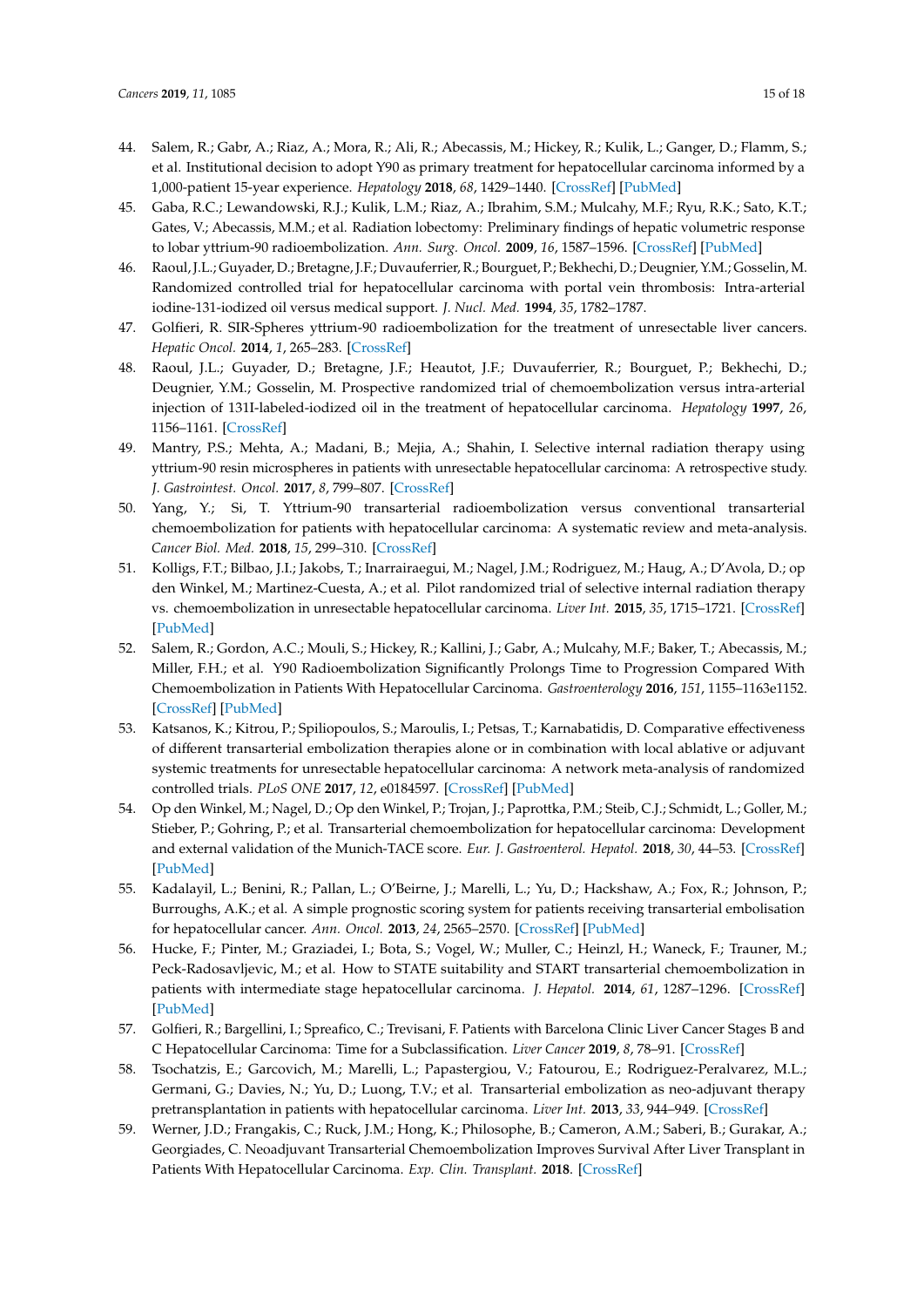44. Salem, R.; Gabr, A.; Riaz, A.; Mora, R.; Ali, R.; Abecassis, M.; Hickey, R.; Kulik, L.; Ganger, D.; Flamm, S.; et al. Institutional decision to adopt Y90 as primary treatment for hepatocellular carcinoma informed by a 1,000-patient 15-year experience. *Hepatology* **2018**, *68*, 1429–1440. [CrossRef] [PubMed]
45. Gaba, R.C.; Lewandowski, R.J.; Kulik, L.M.; Riaz, A.; Ibrahim, S.M.; Mulcahy, M.F.; Ryu, R.K.; Sato, K.T.; Gates, V.; Abecassis, M.M.; et al. Radiation lobectomy: Preliminary findings of hepatic volumetric response to lobar yttrium-90 radioembolization. *Ann. Surg. Oncol.* **2009**, *16*, 1587–1596. [CrossRef] [PubMed]
46. Raoul, J.L.; Guyader, D.; Bretagne, J.F.; Duvauferrier, R.; Bourguet, P.; Bekhechi, D.; Deugnier, Y.M.; Gosselin, M. Randomized controlled trial for hepatocellular carcinoma with portal vein thrombosis: Intra-arterial iodine-131-iodized oil versus medical support. *J. Nucl. Med.* **1994**, *35*, 1782–1787.
47. Golfieri, R. SIR-Spheres yttrium-90 radioembolization for the treatment of unresectable liver cancers. *Hepatic Oncol.* **2014**, *1*, 265–283. [CrossRef]
48. Raoul, J.L.; Guyader, D.; Bretagne, J.F.; Heautot, J.F.; Duvauferrier, R.; Bourguet, P.; Bekhechi, D.; Deugnier, Y.M.; Gosselin, M. Prospective randomized trial of chemoembolization versus intra-arterial injection of 131I-labeled-iodized oil in the treatment of hepatocellular carcinoma. *Hepatology* **1997**, *26*, 1156–1161. [CrossRef]
49. Mantry, P.S.; Mehta, A.; Madani, B.; Mejia, A.; Shahin, I. Selective internal radiation therapy using yttrium-90 resin microspheres in patients with unresectable hepatocellular carcinoma: A retrospective study. *J. Gastrointest. Oncol.* **2017**, *8*, 799–807. [CrossRef]
50. Yang, Y.; Si, T. Yttrium-90 transarterial radioembolization versus conventional transarterial chemoembolization for patients with hepatocellular carcinoma: A systematic review and meta-analysis. *Cancer Biol. Med.* **2018**, *15*, 299–310. [CrossRef]
51. Kolligs, F.T.; Bilbao, J.I.; Jakobs, T.; Inarrairaegui, M.; Nagel, J.M.; Rodriguez, M.; Haug, A.; D'Avola, D.; op den Winkel, M.; Martinez-Cuesta, A.; et al. Pilot randomized trial of selective internal radiation therapy vs. chemoembolization in unresectable hepatocellular carcinoma. *Liver Int.* **2015**, *35*, 1715–1721. [CrossRef] [PubMed]
52. Salem, R.; Gordon, A.C.; Mouli, S.; Hickey, R.; Kallini, J.; Gabr, A.; Mulcahy, M.F.; Baker, T.; Abecassis, M.; Miller, F.H.; et al. Y90 Radioembolization Significantly Prolongs Time to Progression Compared With Chemoembolization in Patients With Hepatocellular Carcinoma. *Gastroenterology* **2016**, *151*, 1155–1163e1152. [CrossRef] [PubMed]
53. Katsanos, K.; Kitrou, P.; Spiliopoulos, S.; Maroulis, I.; Petsas, T.; Karnabatidis, D. Comparative effectiveness of different transarterial embolization therapies alone or in combination with local ablative or adjuvant systemic treatments for unresectable hepatocellular carcinoma: A network meta-analysis of randomized controlled trials. *PLoS ONE* **2017**, *12*, e0184597. [CrossRef] [PubMed]
54. Op den Winkel, M.; Nagel, D.; Op den Winkel, P.; Trojan, J.; Paprottka, P.M.; Steib, C.J.; Schmidt, L.; Goller, M.; Stieber, P.; Gohring, P.; et al. Transarterial chemoembolization for hepatocellular carcinoma: Development and external validation of the Munich-TACE score. *Eur. J. Gastroenterol. Hepatol.* **2018**, *30*, 44–53. [CrossRef] [PubMed]
55. Kadalayil, L.; Benini, R.; Pallan, L.; O'Beirne, J.; Marelli, L.; Yu, D.; Hackshaw, A.; Fox, R.; Johnson, P.; Burroughs, A.K.; et al. A simple prognostic scoring system for patients receiving transarterial embolisation for hepatocellular cancer. *Ann. Oncol.* **2013**, *24*, 2565–2570. [CrossRef] [PubMed]
56. Hucke, F.; Pinter, M.; Graziadei, I.; Bota, S.; Vogel, W.; Muller, C.; Heinzl, H.; Waneck, F.; Trauner, M.; Peck-Radosavljevic, M.; et al. How to STATE suitability and START transarterial chemoembolization in patients with intermediate stage hepatocellular carcinoma. *J. Hepatol.* **2014**, *61*, 1287–1296. [CrossRef] [PubMed]
57. Golfieri, R.; Bargellini, I.; Spreafico, C.; Trevisani, F. Patients with Barcelona Clinic Liver Cancer Stages B and C Hepatocellular Carcinoma: Time for a Subclassification. *Liver Cancer* **2019**, *8*, 78–91. [CrossRef]
58. Tsochatzis, E.; Garcovich, M.; Marelli, L.; Papastergiou, V.; Fatourou, E.; Rodriguez-Peralvarez, M.L.; Germani, G.; Davies, N.; Yu, D.; Luong, T.V.; et al. Transarterial embolization as neo-adjuvant therapy pretransplantation in patients with hepatocellular carcinoma. *Liver Int.* **2013**, *33*, 944–949. [CrossRef]
59. Werner, J.D.; Frangakis, C.; Ruck, J.M.; Hong, K.; Philosophe, B.; Cameron, A.M.; Saberi, B.; Gurakar, A.; Georgiades, C. Neoadjuvant Transarterial Chemoembolization Improves Survival After Liver Transplant in Patients With Hepatocellular Carcinoma. *Exp. Clin. Transplant.* **2018**. [CrossRef]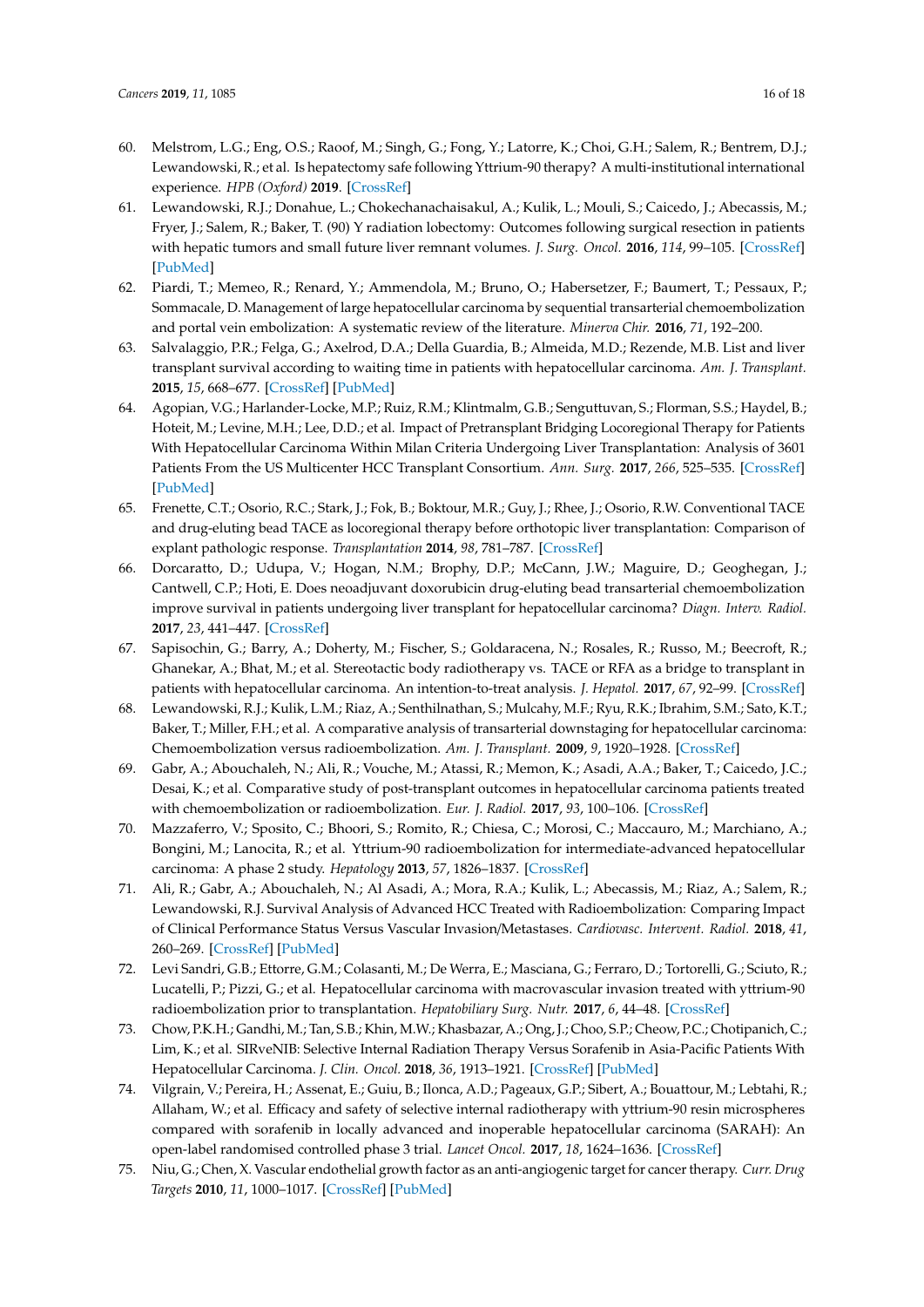60. Melstrom, L.G.; Eng, O.S.; Raoof, M.; Singh, G.; Fong, Y.; Latorre, K.; Choi, G.H.; Salem, R.; Bentrem, D.J.; Lewandowski, R.; et al. Is hepatectomy safe following Yttrium-90 therapy? A multi-institutional international experience. *HPB (Oxford)* **2019**. [CrossRef]
61. Lewandowski, R.J.; Donahue, L.; Chokechanachaisakul, A.; Kulik, L.; Mouli, S.; Caicedo, J.; Abecassis, M.; Fryer, J.; Salem, R.; Baker, T. (90) Y radiation lobectomy: Outcomes following surgical resection in patients with hepatic tumors and small future liver remnant volumes. *J. Surg. Oncol.* **2016**, *114*, 99–105. [CrossRef] [PubMed]
62. Piardi, T.; Memeo, R.; Renard, Y.; Ammendola, M.; Bruno, O.; Habersetzer, F.; Baumert, T.; Pessaux, P.; Sommacale, D. Management of large hepatocellular carcinoma by sequential transarterial chemoembolization and portal vein embolization: A systematic review of the literature. *Minerva Chir.* **2016**, *71*, 192–200.
63. Salvalaggio, P.R.; Felga, G.; Axelrod, D.A.; Della Guardia, B.; Almeida, M.D.; Rezende, M.B. List and liver transplant survival according to waiting time in patients with hepatocellular carcinoma. *Am. J. Transplant.* **2015**, *15*, 668–677. [CrossRef] [PubMed]
64. Agopian, V.G.; Harlander-Locke, M.P.; Ruiz, R.M.; Klintmalm, G.B.; Senguttuvan, S.; Florman, S.S.; Haydel, B.; Hoteit, M.; Levine, M.H.; Lee, D.D.; et al. Impact of Pretransplant Bridging Locoregional Therapy for Patients With Hepatocellular Carcinoma Within Milan Criteria Undergoing Liver Transplantation: Analysis of 3601 Patients From the US Multicenter HCC Transplant Consortium. *Ann. Surg.* **2017**, *266*, 525–535. [CrossRef] [PubMed]
65. Frenette, C.T.; Osorio, R.C.; Stark, J.; Fok, B.; Boktour, M.R.; Guy, J.; Rhee, J.; Osorio, R.W. Conventional TACE and drug-eluting bead TACE as locoregional therapy before orthotopic liver transplantation: Comparison of explant pathologic response. *Transplantation* **2014**, *98*, 781–787. [CrossRef]
66. Dorcaratto, D.; Udupa, V.; Hogan, N.M.; Brophy, D.P.; McCann, J.W.; Maguire, D.; Geoghegan, J.; Cantwell, C.P.; Hoti, E. Does neoadjuvant doxorubicin drug-eluting bead transarterial chemoembolization improve survival in patients undergoing liver transplant for hepatocellular carcinoma? *Diagn. Interv. Radiol.* **2017**, *23*, 441–447. [CrossRef]
67. Sapisochin, G.; Barry, A.; Doherty, M.; Fischer, S.; Goldaracena, N.; Rosales, R.; Russo, M.; Beecroft, R.; Ghanekar, A.; Bhat, M.; et al. Stereotactic body radiotherapy vs. TACE or RFA as a bridge to transplant in patients with hepatocellular carcinoma. An intention-to-treat analysis. *J. Hepatol.* **2017**, *67*, 92–99. [CrossRef]
68. Lewandowski, R.J.; Kulik, L.M.; Riaz, A.; Senthilnathan, S.; Mulcahy, M.F.; Ryu, R.K.; Ibrahim, S.M.; Sato, K.T.; Baker, T.; Miller, F.H.; et al. A comparative analysis of transarterial downstaging for hepatocellular carcinoma: Chemoembolization versus radioembolization. *Am. J. Transplant.* **2009**, *9*, 1920–1928. [CrossRef]
69. Gabr, A.; Abouchaleh, N.; Ali, R.; Vouche, M.; Atassi, R.; Memon, K.; Asadi, A.A.; Baker, T.; Caicedo, J.C.; Desai, K.; et al. Comparative study of post-transplant outcomes in hepatocellular carcinoma patients treated with chemoembolization or radioembolization. *Eur. J. Radiol.* **2017**, *93*, 100–106. [CrossRef]
70. Mazzaferro, V.; Sposito, C.; Bhoori, S.; Romito, R.; Chiesa, C.; Morosi, C.; Maccauro, M.; Marchiano, A.; Bongini, M.; Lanocita, R.; et al. Yttrium-90 radioembolization for intermediate-advanced hepatocellular carcinoma: A phase 2 study. *Hepatology* **2013**, *57*, 1826–1837. [CrossRef]
71. Ali, R.; Gabr, A.; Abouchaleh, N.; Al Asadi, A.; Mora, R.A.; Kulik, L.; Abecassis, M.; Riaz, A.; Salem, R.; Lewandowski, R.J. Survival Analysis of Advanced HCC Treated with Radioembolization: Comparing Impact of Clinical Performance Status Versus Vascular Invasion/Metastases. *Cardiovasc. Intervent. Radiol.* **2018**, *41*, 260–269. [CrossRef] [PubMed]
72. Levi Sandri, G.B.; Ettorre, G.M.; Colasanti, M.; De Werra, E.; Masciana, G.; Ferraro, D.; Tortorelli, G.; Sciuto, R.; Lucatelli, P.; Pizzi, G.; et al. Hepatocellular carcinoma with macrovascular invasion treated with yttrium-90 radioembolization prior to transplantation. *Hepatobiliary Surg. Nutr.* **2017**, *6*, 44–48. [CrossRef]
73. Chow, P.K.H.; Gandhi, M.; Tan, S.B.; Khin, M.W.; Khasbazar, A.; Ong, J.; Choo, S.P.; Cheow, P.C.; Chotipanich, C.; Lim, K.; et al. SIRveNIB: Selective Internal Radiation Therapy Versus Sorafenib in Asia-Pacific Patients With Hepatocellular Carcinoma. *J. Clin. Oncol.* **2018**, *36*, 1913–1921. [CrossRef] [PubMed]
74. Vilgrain, V.; Pereira, H.; Assenat, E.; Guiu, B.; Ilonca, A.D.; Pageaux, G.P.; Sibert, A.; Bouattour, M.; Lebtahi, R.; Allaham, W.; et al. Efficacy and safety of selective internal radiotherapy with yttrium-90 resin microspheres compared with sorafenib in locally advanced and inoperable hepatocellular carcinoma (SARAH): An open-label randomised controlled phase 3 trial. *Lancet Oncol.* **2017**, *18*, 1624–1636. [CrossRef]
75. Niu, G.; Chen, X. Vascular endothelial growth factor as an anti-angiogenic target for cancer therapy. *Curr. Drug Targets* **2010**, *11*, 1000–1017. [CrossRef] [PubMed]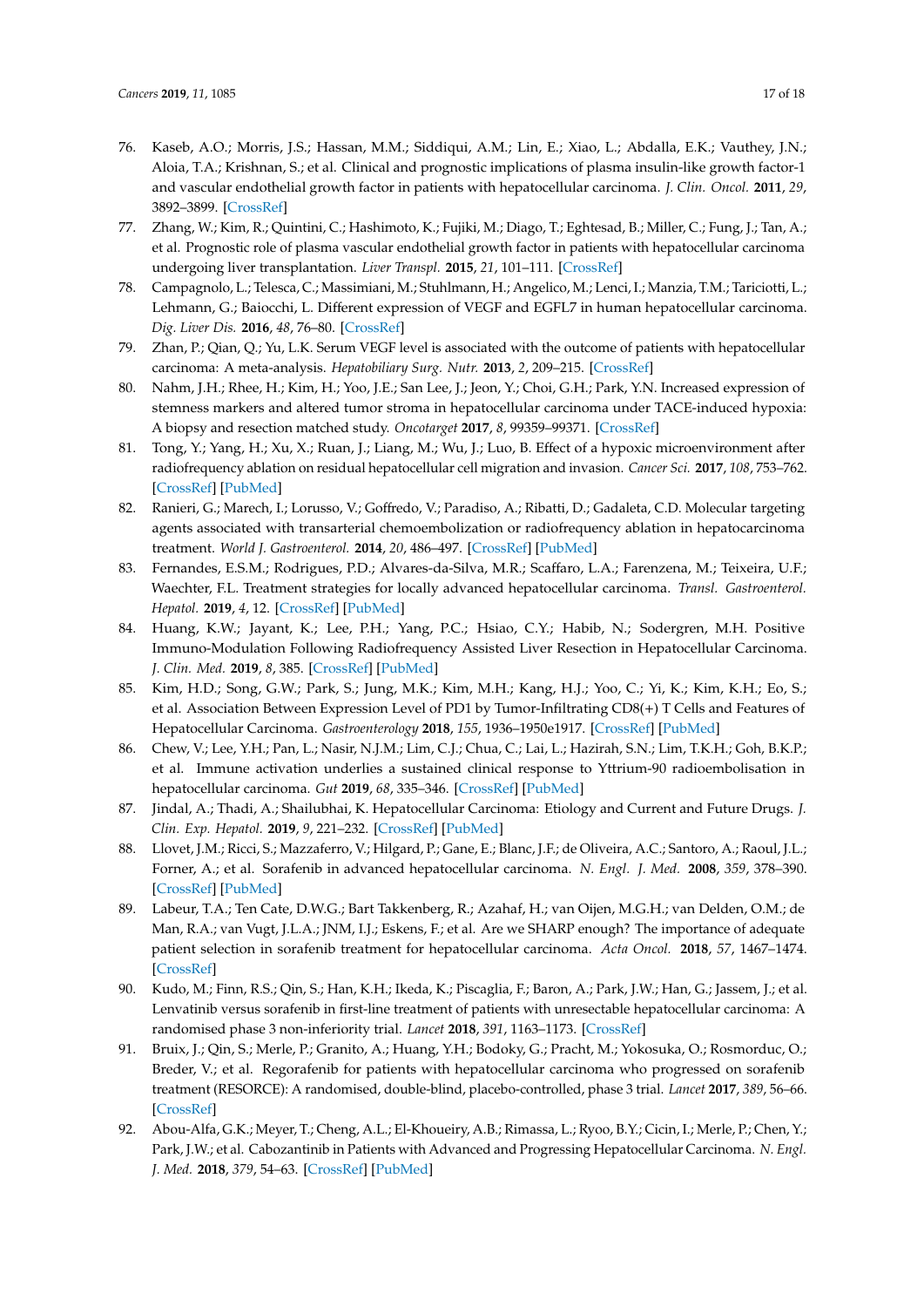76. Kaseb, A.O.; Morris, J.S.; Hassan, M.M.; Siddiqui, A.M.; Lin, E.; Xiao, L.; Abdalla, E.K.; Vauthey, J.N.; Aloia, T.A.; Krishnan, S.; et al. Clinical and prognostic implications of plasma insulin-like growth factor-1 and vascular endothelial growth factor in patients with hepatocellular carcinoma. *J. Clin. Oncol.* **2011**, *29*, 3892–3899. [CrossRef]
77. Zhang, W.; Kim, R.; Quintini, C.; Hashimoto, K.; Fujiki, M.; Diago, T.; Eghtesad, B.; Miller, C.; Fung, J.; Tan, A.; et al. Prognostic role of plasma vascular endothelial growth factor in patients with hepatocellular carcinoma undergoing liver transplantation. *Liver Transpl.* **2015**, *21*, 101–111. [CrossRef]
78. Campagnolo, L.; Telesca, C.; Massimiani, M.; Stuhlmann, H.; Angelico, M.; Lenci, I.; Manzia, T.M.; Tariciotti, L.; Lehmann, G.; Baiocchi, L. Different expression of VEGF and EGFL7 in human hepatocellular carcinoma. *Dig. Liver Dis.* **2016**, *48*, 76–80. [CrossRef]
79. Zhan, P.; Qian, Q.; Yu, L.K. Serum VEGF level is associated with the outcome of patients with hepatocellular carcinoma: A meta-analysis. *Hepatobiliary Surg. Nutr.* **2013**, *2*, 209–215. [CrossRef]
80. Nahm, J.H.; Rhee, H.; Kim, H.; Yoo, J.E.; San Lee, J.; Jeon, Y.; Choi, G.H.; Park, Y.N. Increased expression of stemness markers and altered tumor stroma in hepatocellular carcinoma under TACE-induced hypoxia: A biopsy and resection matched study. *Oncotarget* **2017**, *8*, 99359–99371. [CrossRef]
81. Tong, Y.; Yang, H.; Xu, X.; Ruan, J.; Liang, M.; Wu, J.; Luo, B. Effect of a hypoxic microenvironment after radiofrequency ablation on residual hepatocellular cell migration and invasion. *Cancer Sci.* **2017**, *108*, 753–762. [CrossRef] [PubMed]
82. Ranieri, G.; Marech, I.; Lorusso, V.; Goffredo, V.; Paradiso, A.; Ribatti, D.; Gadaleta, C.D. Molecular targeting agents associated with transarterial chemoembolization or radiofrequency ablation in hepatocarcinoma treatment. *World J. Gastroenterol.* **2014**, *20*, 486–497. [CrossRef] [PubMed]
83. Fernandes, E.S.M.; Rodrigues, P.D.; Alvares-da-Silva, M.R.; Scaffaro, L.A.; Farenzena, M.; Teixeira, U.F.; Waechter, F.L. Treatment strategies for locally advanced hepatocellular carcinoma. *Transl. Gastroenterol. Hepatol.* **2019**, *4*, 12. [CrossRef] [PubMed]
84. Huang, K.W.; Jayant, K.; Lee, P.H.; Yang, P.C.; Hsiao, C.Y.; Habib, N.; Sodergren, M.H. Positive Immuno-Modulation Following Radiofrequency Assisted Liver Resection in Hepatocellular Carcinoma. *J. Clin. Med.* **2019**, *8*, 385. [CrossRef] [PubMed]
85. Kim, H.D.; Song, G.W.; Park, S.; Jung, M.K.; Kim, M.H.; Kang, H.J.; Yoo, C.; Yi, K.; Kim, K.H.; Eo, S.; et al. Association Between Expression Level of PD1 by Tumor-Infiltrating CD8(+) T Cells and Features of Hepatocellular Carcinoma. *Gastroenterology* **2018**, *155*, 1936–1950e1917. [CrossRef] [PubMed]
86. Chew, V.; Lee, Y.H.; Pan, L.; Nasir, N.J.M.; Lim, C.J.; Chua, C.; Lai, L.; Hazirah, S.N.; Lim, T.K.H.; Goh, B.K.P.; et al. Immune activation underlies a sustained clinical response to Yttrium-90 radioembolisation in hepatocellular carcinoma. *Gut* **2019**, *68*, 335–346. [CrossRef] [PubMed]
87. Jindal, A.; Thadi, A.; Shailubhai, K. Hepatocellular Carcinoma: Etiology and Current and Future Drugs. *J. Clin. Exp. Hepatol.* **2019**, *9*, 221–232. [CrossRef] [PubMed]
88. Llovet, J.M.; Ricci, S.; Mazzaferro, V.; Hilgard, P.; Gane, E.; Blanc, J.F.; de Oliveira, A.C.; Santoro, A.; Raoul, J.L.; Forner, A.; et al. Sorafenib in advanced hepatocellular carcinoma. *N. Engl. J. Med.* **2008**, *359*, 378–390. [CrossRef] [PubMed]
89. Labeur, T.A.; Ten Cate, D.W.G.; Bart Takkenberg, R.; Azahaf, H.; van Oijen, M.G.H.; van Delden, O.M.; de Man, R.A.; van Vugt, J.L.A.; JNM, I.J.; Eskens, F.; et al. Are we SHARP enough? The importance of adequate patient selection in sorafenib treatment for hepatocellular carcinoma. *Acta Oncol.* **2018**, *57*, 1467–1474. [CrossRef]
90. Kudo, M.; Finn, R.S.; Qin, S.; Han, K.H.; Ikeda, K.; Piscaglia, F.; Baron, A.; Park, J.W.; Han, G.; Jassem, J.; et al. Lenvatinib versus sorafenib in first-line treatment of patients with unresectable hepatocellular carcinoma: A randomised phase 3 non-inferiority trial. *Lancet* **2018**, *391*, 1163–1173. [CrossRef]
91. Bruix, J.; Qin, S.; Merle, P.; Granito, A.; Huang, Y.H.; Bodoky, G.; Pracht, M.; Yokosuka, O.; Rosmorduc, O.; Breder, V.; et al. Regorafenib for patients with hepatocellular carcinoma who progressed on sorafenib treatment (RESORCE): A randomised, double-blind, placebo-controlled, phase 3 trial. *Lancet* **2017**, *389*, 56–66. [CrossRef]
92. Abou-Alfa, G.K.; Meyer, T.; Cheng, A.L.; El-Khoueiry, A.B.; Rimassa, L.; Ryoo, B.Y.; Cicin, I.; Merle, P.; Chen, Y.; Park, J.W.; et al. Cabozantinib in Patients with Advanced and Progressing Hepatocellular Carcinoma. *N. Engl. J. Med.* **2018**, *379*, 54–63. [CrossRef] [PubMed]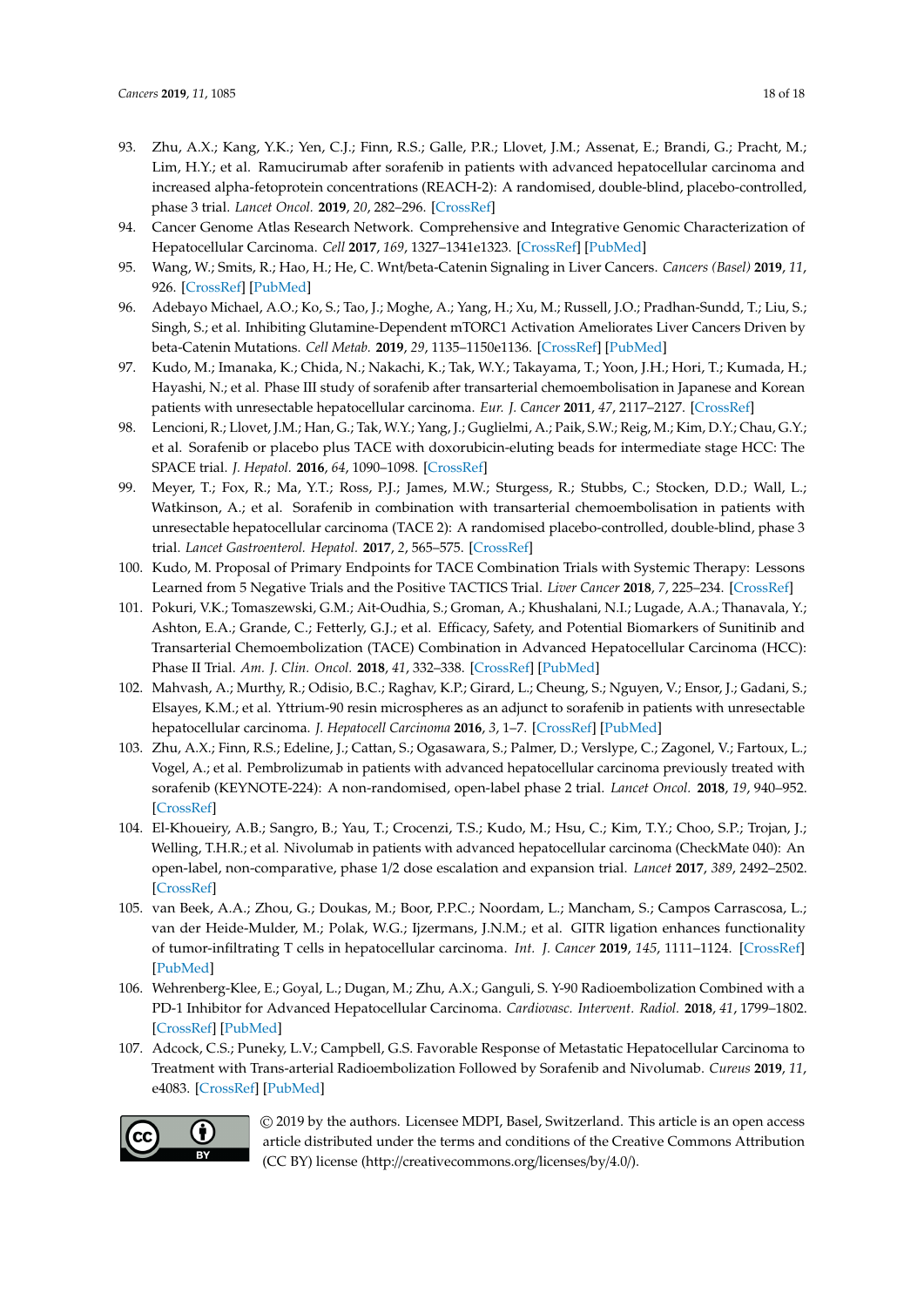93. Zhu, A.X.; Kang, Y.K.; Yen, C.J.; Finn, R.S.; Galle, P.R.; Llovet, J.M.; Assenat, E.; Brandi, G.; Pracht, M.; Lim, H.Y.; et al. Ramucirumab after sorafenib in patients with advanced hepatocellular carcinoma and increased alpha-fetoprotein concentrations (REACH-2): A randomised, double-blind, placebo-controlled, phase 3 trial. *Lancet Oncol.* **2019**, *20*, 282–296. [CrossRef]
94. Cancer Genome Atlas Research Network. Comprehensive and Integrative Genomic Characterization of Hepatocellular Carcinoma. *Cell* **2017**, *169*, 1327–1341e1323. [CrossRef] [PubMed]
95. Wang, W.; Smits, R.; Hao, H.; He, C. Wnt/beta-Catenin Signaling in Liver Cancers. *Cancers (Basel)* **2019**, *11*, 926. [CrossRef] [PubMed]
96. Adebayo Michael, A.O.; Ko, S.; Tao, J.; Moghe, A.; Yang, H.; Xu, M.; Russell, J.O.; Pradhan-Sundd, T.; Liu, S.; Singh, S.; et al. Inhibiting Glutamine-Dependent mTORC1 Activation Ameliorates Liver Cancers Driven by beta-Catenin Mutations. *Cell Metab.* **2019**, *29*, 1135–1150e1136. [CrossRef] [PubMed]
97. Kudo, M.; Imanaka, K.; Chida, N.; Nakachi, K.; Tak, W.Y.; Takayama, T.; Yoon, J.H.; Hori, T.; Kumada, H.; Hayashi, N.; et al. Phase III study of sorafenib after transarterial chemoembolisation in Japanese and Korean patients with unresectable hepatocellular carcinoma. *Eur. J. Cancer* **2011**, *47*, 2117–2127. [CrossRef]
98. Lencioni, R.; Llovet, J.M.; Han, G.; Tak, W.Y.; Yang, J.; Guglielmi, A.; Paik, S.W.; Reig, M.; Kim, D.Y.; Chau, G.Y.; et al. Sorafenib or placebo plus TACE with doxorubicin-eluting beads for intermediate stage HCC: The SPACE trial. *J. Hepatol.* **2016**, *64*, 1090–1098. [CrossRef]
99. Meyer, T.; Fox, R.; Ma, Y.T.; Ross, P.J.; James, M.W.; Sturgess, R.; Stubbs, C.; Stocken, D.D.; Wall, L.; Watkinson, A.; et al. Sorafenib in combination with transarterial chemoembolisation in patients with unresectable hepatocellular carcinoma (TACE 2): A randomised placebo-controlled, double-blind, phase 3 trial. *Lancet Gastroenterol. Hepatol.* **2017**, *2*, 565–575. [CrossRef]
100. Kudo, M. Proposal of Primary Endpoints for TACE Combination Trials with Systemic Therapy: Lessons Learned from 5 Negative Trials and the Positive TACTICS Trial. *Liver Cancer* **2018**, *7*, 225–234. [CrossRef]
101. Pokuri, V.K.; Tomaszewski, G.M.; Ait-Oudhia, S.; Groman, A.; Khushalani, N.I.; Lugade, A.A.; Thanavala, Y.; Ashton, E.A.; Grande, C.; Fetterly, G.J.; et al. Efficacy, Safety, and Potential Biomarkers of Sunitinib and Transarterial Chemoembolization (TACE) Combination in Advanced Hepatocellular Carcinoma (HCC): Phase II Trial. *Am. J. Clin. Oncol.* **2018**, *41*, 332–338. [CrossRef] [PubMed]
102. Mahvash, A.; Murthy, R.; Odisio, B.C.; Raghav, K.P.; Girard, L.; Cheung, S.; Nguyen, V.; Ensor, J.; Gadani, S.; Elsayes, K.M.; et al. Yttrium-90 resin microspheres as an adjunct to sorafenib in patients with unresectable hepatocellular carcinoma. *J. Hepatocell Carcinoma* **2016**, *3*, 1–7. [CrossRef] [PubMed]
103. Zhu, A.X.; Finn, R.S.; Edeline, J.; Cattan, S.; Ogasawara, S.; Palmer, D.; Verslype, C.; Zagonel, V.; Fartoux, L.; Vogel, A.; et al. Pembrolizumab in patients with advanced hepatocellular carcinoma previously treated with sorafenib (KEYNOTE-224): A non-randomised, open-label phase 2 trial. *Lancet Oncol.* **2018**, *19*, 940–952. [CrossRef]
104. El-Khoueiry, A.B.; Sangro, B.; Yau, T.; Crocenzi, T.S.; Kudo, M.; Hsu, C.; Kim, T.Y.; Choo, S.P.; Trojan, J.; Welling, T.H.R.; et al. Nivolumab in patients with advanced hepatocellular carcinoma (CheckMate 040): An open-label, non-comparative, phase 1/2 dose escalation and expansion trial. *Lancet* **2017**, *389*, 2492–2502. [CrossRef]
105. van Beek, A.A.; Zhou, G.; Doukas, M.; Boor, P.P.C.; Noordam, L.; Mancham, S.; Campos Carrascosa, L.; van der Heide-Mulder, M.; Polak, W.G.; Ijzermans, J.N.M.; et al. GITR ligation enhances functionality of tumor-infiltrating T cells in hepatocellular carcinoma. *Int. J. Cancer* **2019**, *145*, 1111–1124. [CrossRef] [PubMed]
106. Wehrenberg-Klee, E.; Goyal, L.; Dugan, M.; Zhu, A.X.; Ganguli, S. Y-90 Radioembolization Combined with a PD-1 Inhibitor for Advanced Hepatocellular Carcinoma. *Cardiovasc. Intervent. Radiol.* **2018**, *41*, 1799–1802. [CrossRef] [PubMed]
107. Adcock, C.S.; Puneky, L.V.; Campbell, G.S. Favorable Response of Metastatic Hepatocellular Carcinoma to Treatment with Trans-arterial Radioembolization Followed by Sorafenib and Nivolumab. *Cureus* **2019**, *11*, e4083. [CrossRef] [PubMed]

© 2019 by the authors. Licensee MDPI, Basel, Switzerland. This article is an open access article distributed under the terms and conditions of the Creative Commons Attribution (CC BY) license (http://creativecommons.org/licenses/by/4.0/).